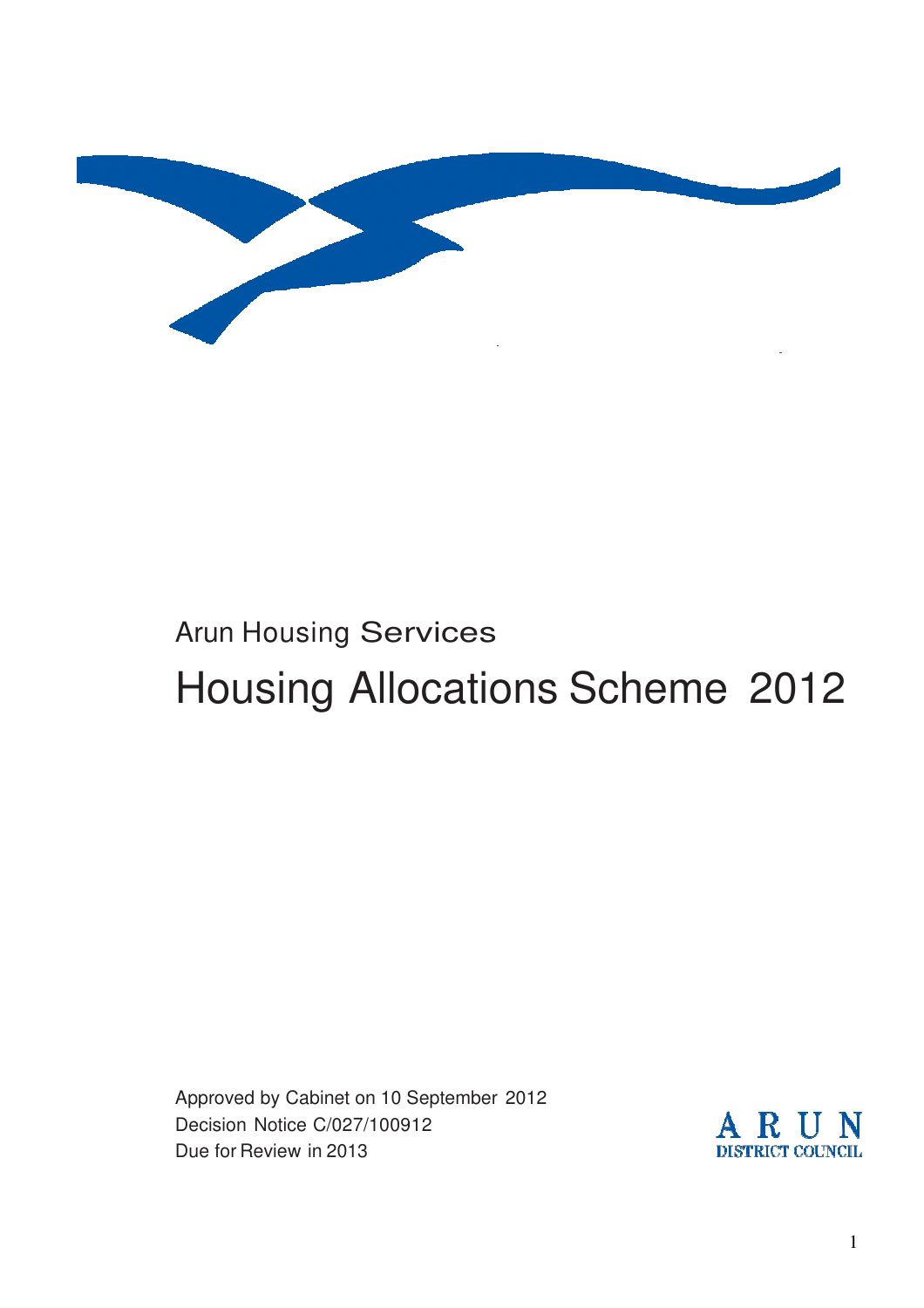Arun Housing Services

# Housing Allocations Scheme 2012

Approved by Cabinet on 10 September 2012
Decision Notice C/027/100912
Due for Review in 2013

ARUN
DISTRICT COUNCIL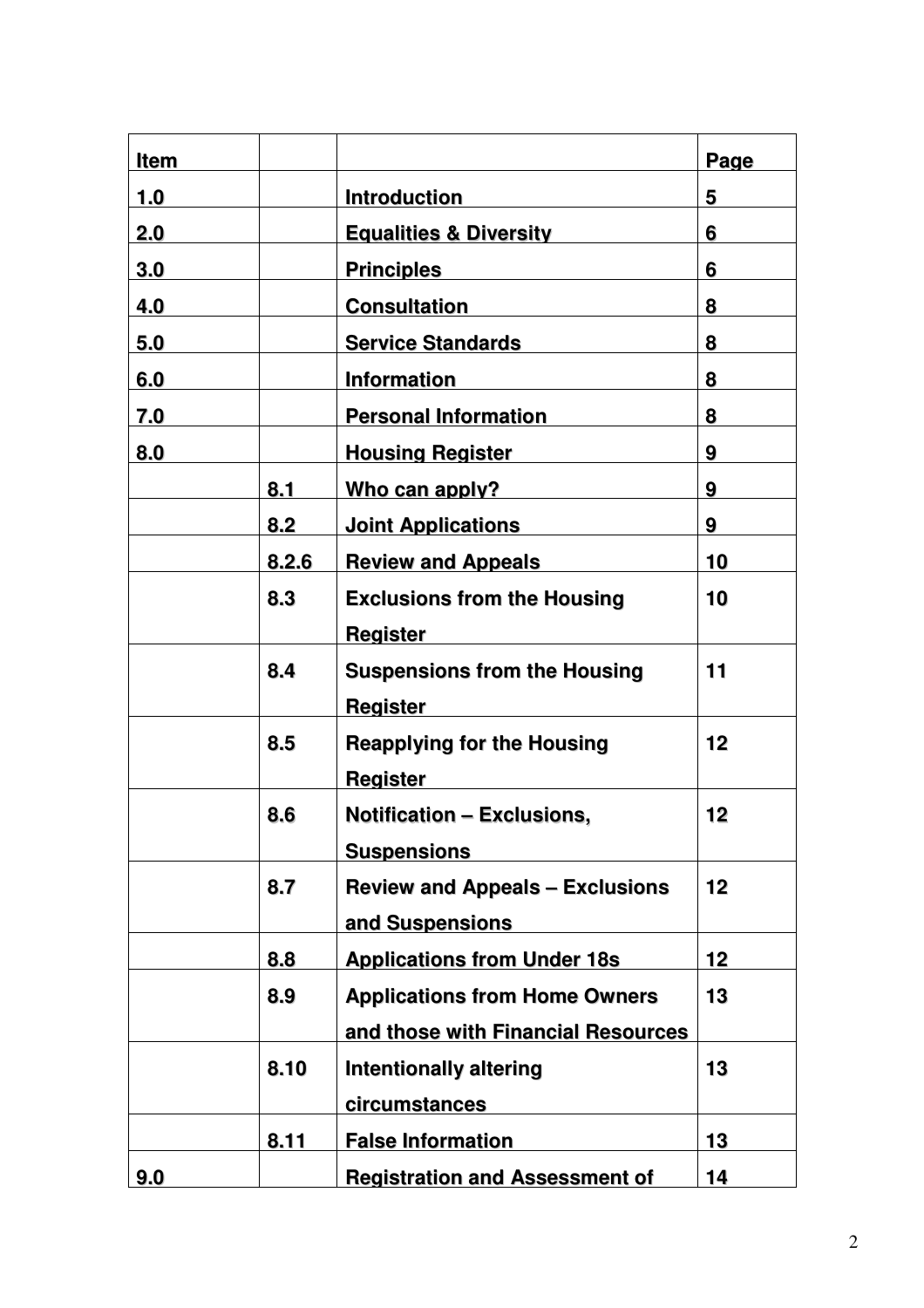| Item | | | Page |
|---|---|---|---|
| 1.0 | | Introduction | 5 |
| 2.0 | | Equalities & Diversity | 6 |
| 3.0 | | Principles | 6 |
| 4.0 | | Consultation | 8 |
| 5.0 | | Service Standards | 8 |
| 6.0 | | Information | 8 |
| 7.0 | | Personal Information | 8 |
| 8.0 | | Housing Register | 9 |
| | 8.1 | Who can apply? | 9 |
| | 8.2 | Joint Applications | 9 |
| | 8.2.6 | Review and Appeals | 10 |
| | 8.3 | Exclusions from the Housing Register | 10 |
| | 8.4 | Suspensions from the Housing Register | 11 |
| | 8.5 | Reapplying for the Housing Register | 12 |
| | 8.6 | Notification – Exclusions, Suspensions | 12 |
| | 8.7 | Review and Appeals – Exclusions and Suspensions | 12 |
| | 8.8 | Applications from Under 18s | 12 |
| | 8.9 | Applications from Home Owners and those with Financial Resources | 13 |
| | 8.10 | Intentionally altering circumstances | 13 |
| | 8.11 | False Information | 13 |
| 9.0 | | Registration and Assessment of | 14 |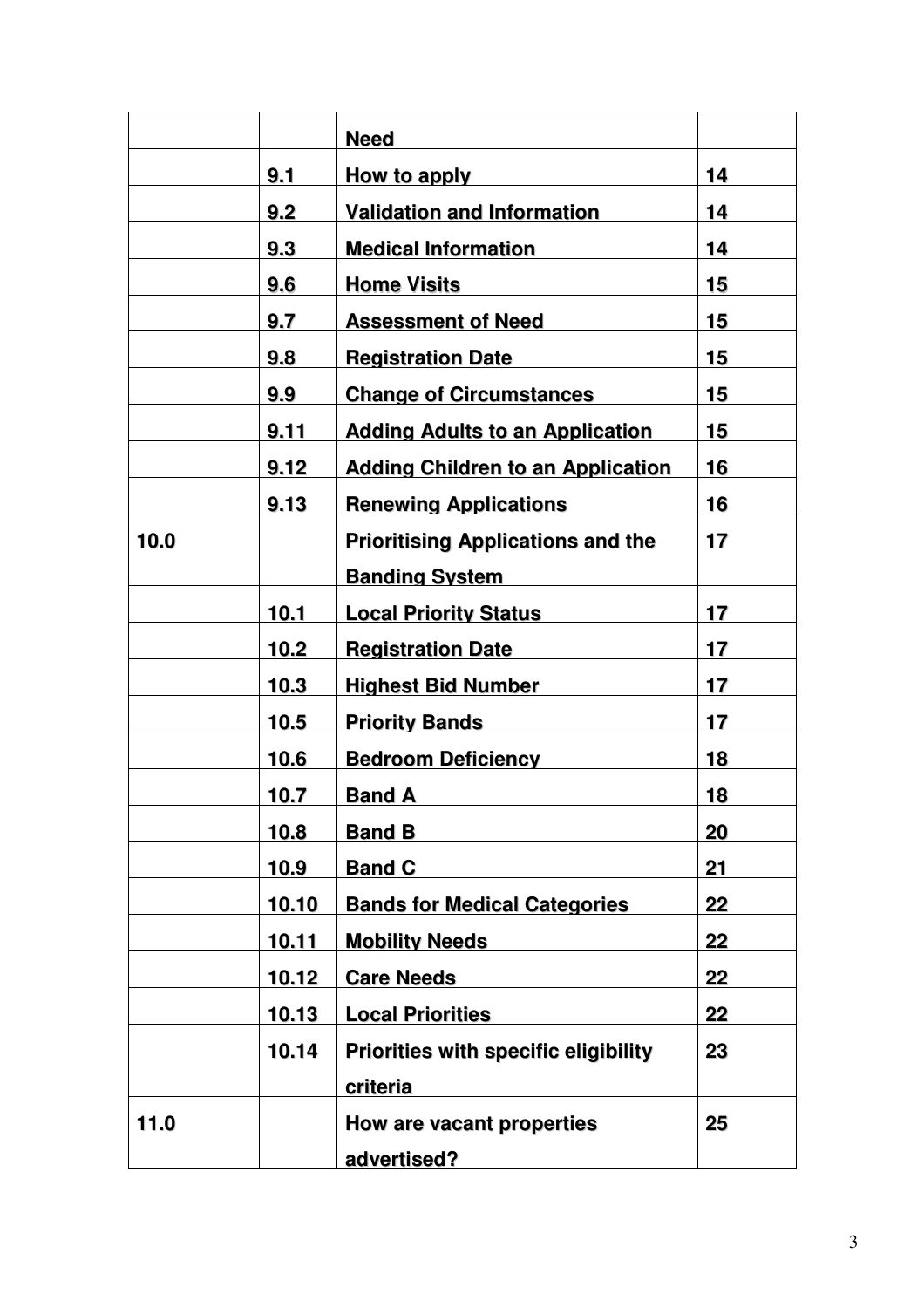| | | | |
|---|---|---|---|
| | | **Need** | |
| | **9.1** | **How to apply** | **14** |
| | **9.2** | **Validation and Information** | **14** |
| | **9.3** | **Medical Information** | **14** |
| | **9.6** | **Home Visits** | **15** |
| | **9.7** | **Assessment of Need** | **15** |
| | **9.8** | **Registration Date** | **15** |
| | **9.9** | **Change of Circumstances** | **15** |
| | **9.11** | **Adding Adults to an Application** | **15** |
| | **9.12** | **Adding Children to an Application** | **16** |
| | **9.13** | **Renewing Applications** | **16** |
| **10.0** | | **Prioritising Applications and the Banding System** | **17** |
| | **10.1** | **Local Priority Status** | **17** |
| | **10.2** | **Registration Date** | **17** |
| | **10.3** | **Highest Bid Number** | **17** |
| | **10.5** | **Priority Bands** | **17** |
| | **10.6** | **Bedroom Deficiency** | **18** |
| | **10.7** | **Band A** | **18** |
| | **10.8** | **Band B** | **20** |
| | **10.9** | **Band C** | **21** |
| | **10.10** | **Bands for Medical Categories** | **22** |
| | **10.11** | **Mobility Needs** | **22** |
| | **10.12** | **Care Needs** | **22** |
| | **10.13** | **Local Priorities** | **22** |
| | **10.14** | **Priorities with specific eligibility criteria** | **23** |
| **11.0** | | **How are vacant properties advertised?** | **25** |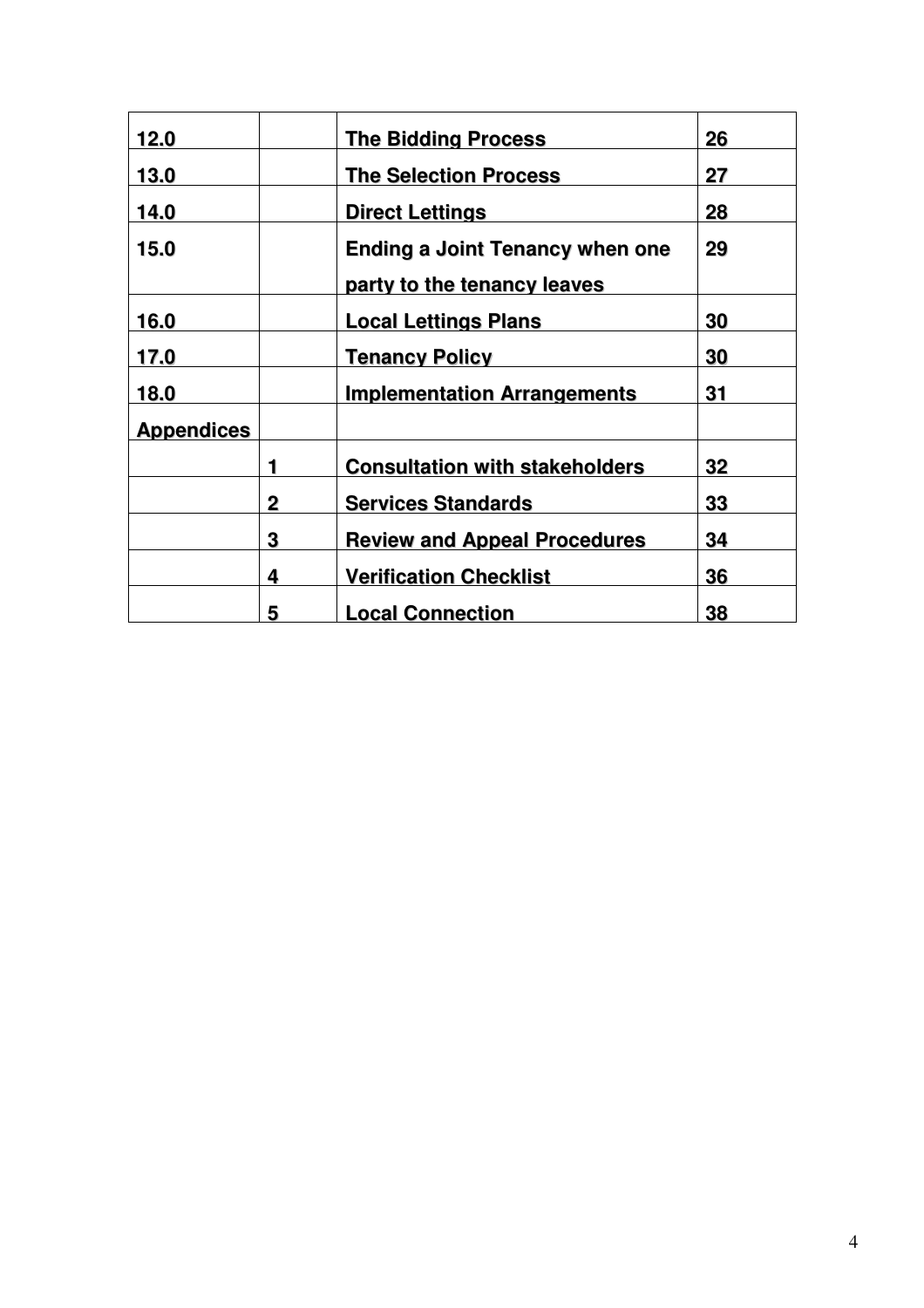| | | | |
|---|---|---|---|
| **12.0** | | **The Bidding Process** | **26** |
| **13.0** | | **The Selection Process** | **27** |
| **14.0** | | **Direct Lettings** | **28** |
| **15.0** | | **Ending a Joint Tenancy when one party to the tenancy leaves** | **29** |
| **16.0** | | **Local Lettings Plans** | **30** |
| **17.0** | | **Tenancy Policy** | **30** |
| **18.0** | | **Implementation Arrangements** | **31** |
| **Appendices** | | | |
| | **1** | **Consultation with stakeholders** | **32** |
| | **2** | **Services Standards** | **33** |
| | **3** | **Review and Appeal Procedures** | **34** |
| | **4** | **Verification Checklist** | **36** |
| | **5** | **Local Connection** | **38** |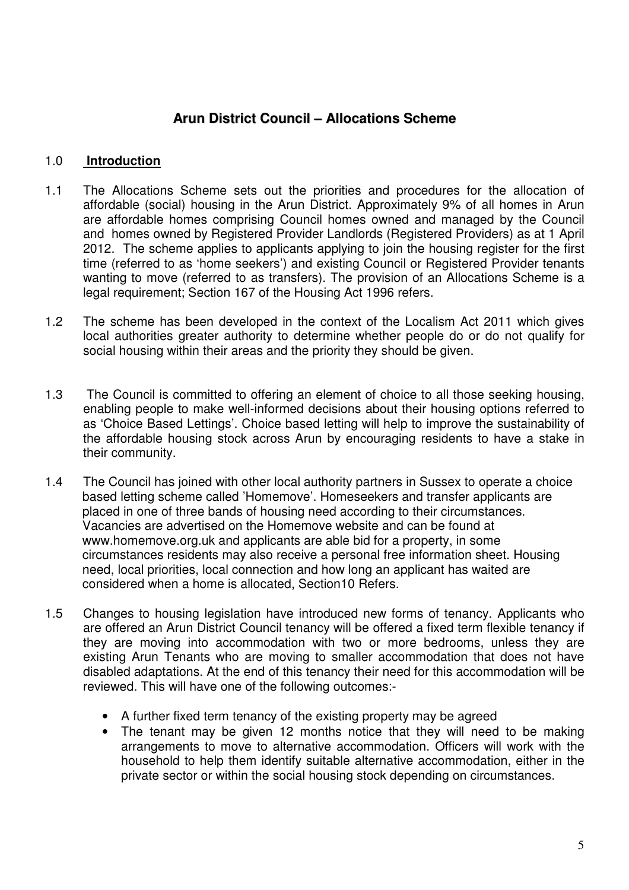# Arun District Council – Allocations Scheme

## 1.0 Introduction

1.1 The Allocations Scheme sets out the priorities and procedures for the allocation of affordable (social) housing in the Arun District. Approximately 9% of all homes in Arun are affordable homes comprising Council homes owned and managed by the Council and homes owned by Registered Provider Landlords (Registered Providers) as at 1 April 2012. The scheme applies to applicants applying to join the housing register for the first time (referred to as 'home seekers') and existing Council or Registered Provider tenants wanting to move (referred to as transfers). The provision of an Allocations Scheme is a legal requirement; Section 167 of the Housing Act 1996 refers.

1.2 The scheme has been developed in the context of the Localism Act 2011 which gives local authorities greater authority to determine whether people do or do not qualify for social housing within their areas and the priority they should be given.

1.3 The Council is committed to offering an element of choice to all those seeking housing, enabling people to make well-informed decisions about their housing options referred to as 'Choice Based Lettings'. Choice based letting will help to improve the sustainability of the affordable housing stock across Arun by encouraging residents to have a stake in their community.

1.4 The Council has joined with other local authority partners in Sussex to operate a choice based letting scheme called 'Homemove'. Homeseekers and transfer applicants are placed in one of three bands of housing need according to their circumstances. Vacancies are advertised on the Homemove website and can be found at www.homemove.org.uk and applicants are able bid for a property, in some circumstances residents may also receive a personal free information sheet. Housing need, local priorities, local connection and how long an applicant has waited are considered when a home is allocated, Section10 Refers.

1.5 Changes to housing legislation have introduced new forms of tenancy. Applicants who are offered an Arun District Council tenancy will be offered a fixed term flexible tenancy if they are moving into accommodation with two or more bedrooms, unless they are existing Arun Tenants who are moving to smaller accommodation that does not have disabled adaptations. At the end of this tenancy their need for this accommodation will be reviewed. This will have one of the following outcomes:-

- A further fixed term tenancy of the existing property may be agreed
- The tenant may be given 12 months notice that they will need to be making arrangements to move to alternative accommodation. Officers will work with the household to help them identify suitable alternative accommodation, either in the private sector or within the social housing stock depending on circumstances.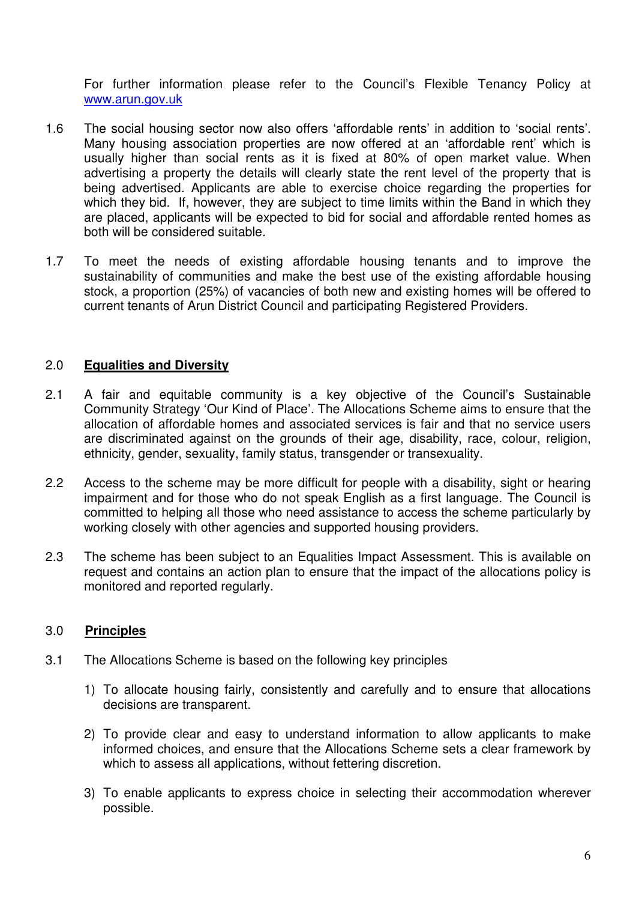For further information please refer to the Council's Flexible Tenancy Policy at [www.arun.gov.uk](http://www.arun.gov.uk)

1.6 The social housing sector now also offers 'affordable rents' in addition to 'social rents'. Many housing association properties are now offered at an 'affordable rent' which is usually higher than social rents as it is fixed at 80% of open market value. When advertising a property the details will clearly state the rent level of the property that is being advertised. Applicants are able to exercise choice regarding the properties for which they bid. If, however, they are subject to time limits within the Band in which they are placed, applicants will be expected to bid for social and affordable rented homes as both will be considered suitable.

1.7 To meet the needs of existing affordable housing tenants and to improve the sustainability of communities and make the best use of the existing affordable housing stock, a proportion (25%) of vacancies of both new and existing homes will be offered to current tenants of Arun District Council and participating Registered Providers.

## 2.0 Equalities and Diversity

2.1 A fair and equitable community is a key objective of the Council's Sustainable Community Strategy 'Our Kind of Place'. The Allocations Scheme aims to ensure that the allocation of affordable homes and associated services is fair and that no service users are discriminated against on the grounds of their age, disability, race, colour, religion, ethnicity, gender, sexuality, family status, transgender or transexuality.

2.2 Access to the scheme may be more difficult for people with a disability, sight or hearing impairment and for those who do not speak English as a first language. The Council is committed to helping all those who need assistance to access the scheme particularly by working closely with other agencies and supported housing providers.

2.3 The scheme has been subject to an Equalities Impact Assessment. This is available on request and contains an action plan to ensure that the impact of the allocations policy is monitored and reported regularly.

## 3.0 Principles

3.1 The Allocations Scheme is based on the following key principles

1) To allocate housing fairly, consistently and carefully and to ensure that allocations decisions are transparent.

2) To provide clear and easy to understand information to allow applicants to make informed choices, and ensure that the Allocations Scheme sets a clear framework by which to assess all applications, without fettering discretion.

3) To enable applicants to express choice in selecting their accommodation wherever possible.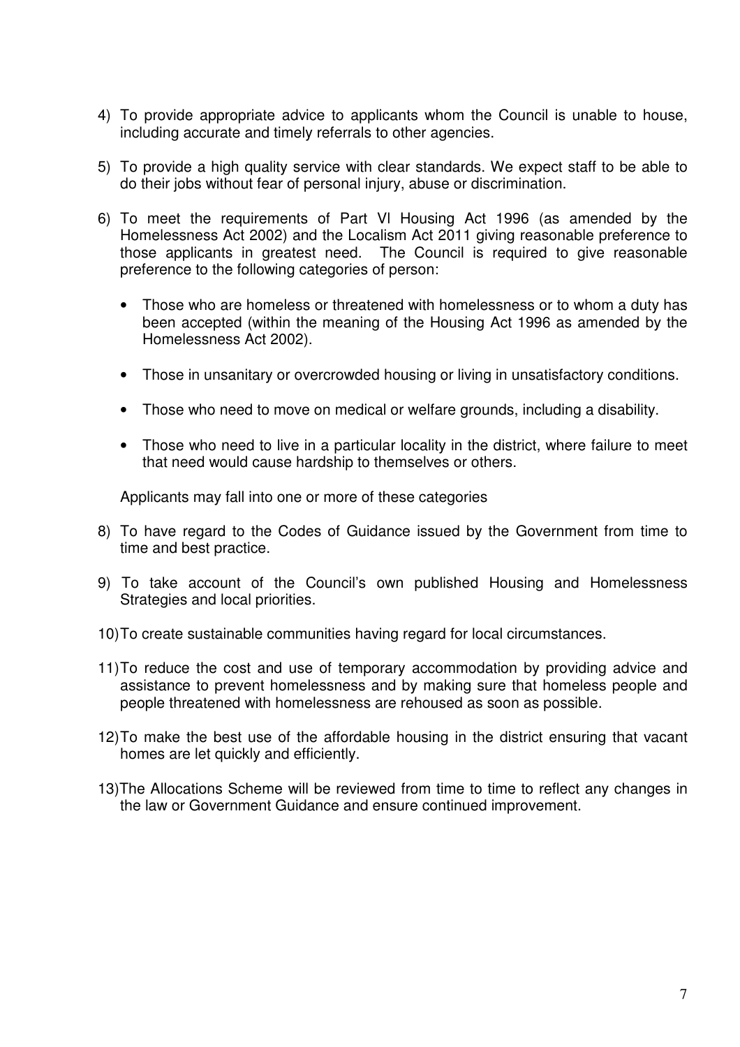4) To provide appropriate advice to applicants whom the Council is unable to house, including accurate and timely referrals to other agencies.

5) To provide a high quality service with clear standards. We expect staff to be able to do their jobs without fear of personal injury, abuse or discrimination.

6) To meet the requirements of Part VI Housing Act 1996 (as amended by the Homelessness Act 2002) and the Localism Act 2011 giving reasonable preference to those applicants in greatest need. The Council is required to give reasonable preference to the following categories of person:

   - Those who are homeless or threatened with homelessness or to whom a duty has been accepted (within the meaning of the Housing Act 1996 as amended by the Homelessness Act 2002).

   - Those in unsanitary or overcrowded housing or living in unsatisfactory conditions.

   - Those who need to move on medical or welfare grounds, including a disability.

   - Those who need to live in a particular locality in the district, where failure to meet that need would cause hardship to themselves or others.

   Applicants may fall into one or more of these categories

8) To have regard to the Codes of Guidance issued by the Government from time to time and best practice.

9) To take account of the Council's own published Housing and Homelessness Strategies and local priorities.

10) To create sustainable communities having regard for local circumstances.

11) To reduce the cost and use of temporary accommodation by providing advice and assistance to prevent homelessness and by making sure that homeless people and people threatened with homelessness are rehoused as soon as possible.

12) To make the best use of the affordable housing in the district ensuring that vacant homes are let quickly and efficiently.

13) The Allocations Scheme will be reviewed from time to time to reflect any changes in the law or Government Guidance and ensure continued improvement.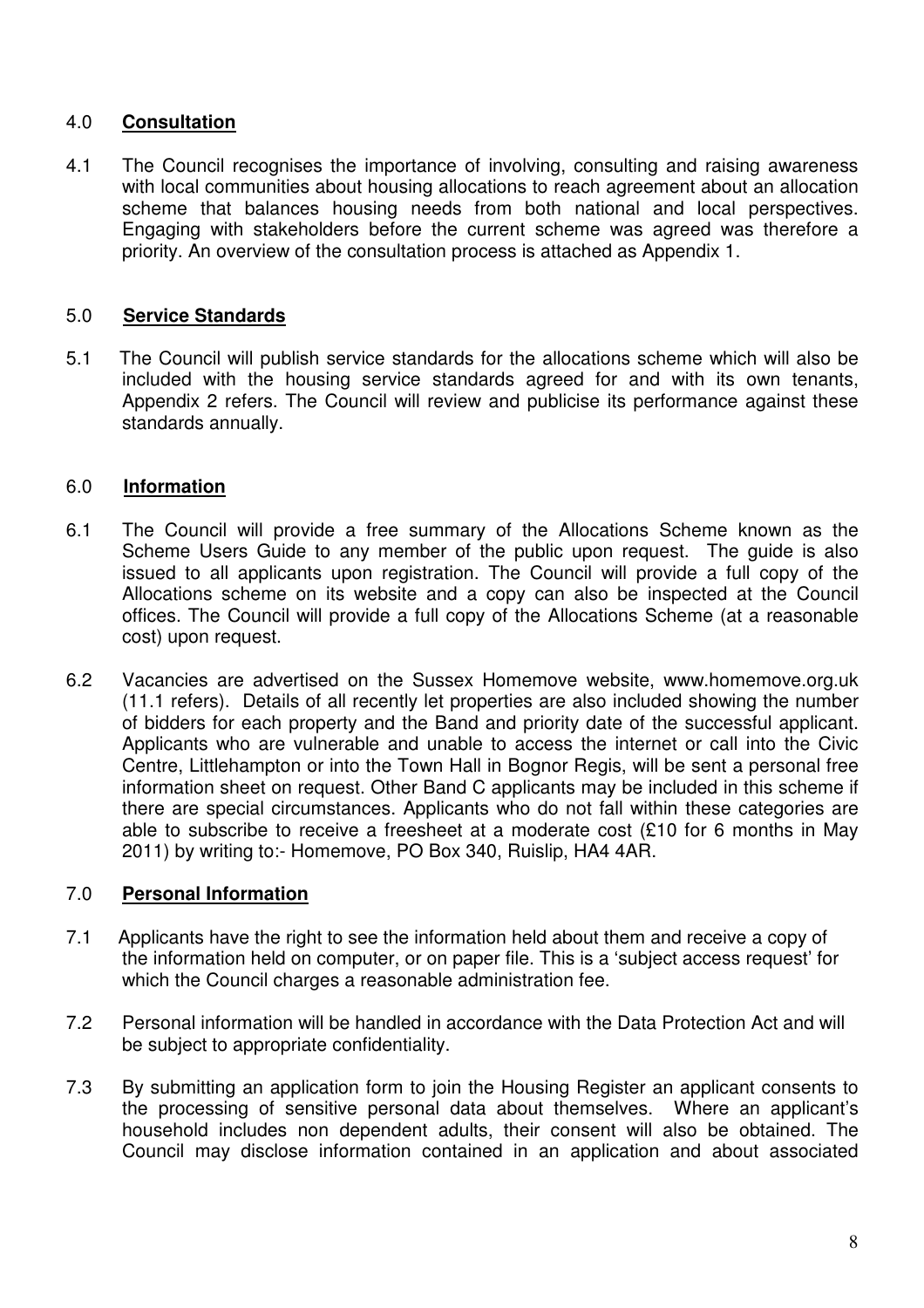## 4.0 **Consultation**

4.1 The Council recognises the importance of involving, consulting and raising awareness with local communities about housing allocations to reach agreement about an allocation scheme that balances housing needs from both national and local perspectives. Engaging with stakeholders before the current scheme was agreed was therefore a priority. An overview of the consultation process is attached as Appendix 1.

## 5.0 **Service Standards**

5.1 The Council will publish service standards for the allocations scheme which will also be included with the housing service standards agreed for and with its own tenants, Appendix 2 refers. The Council will review and publicise its performance against these standards annually.

## 6.0 **Information**

6.1 The Council will provide a free summary of the Allocations Scheme known as the Scheme Users Guide to any member of the public upon request. The guide is also issued to all applicants upon registration. The Council will provide a full copy of the Allocations scheme on its website and a copy can also be inspected at the Council offices. The Council will provide a full copy of the Allocations Scheme (at a reasonable cost) upon request.

6.2 Vacancies are advertised on the Sussex Homemove website, www.homemove.org.uk (11.1 refers). Details of all recently let properties are also included showing the number of bidders for each property and the Band and priority date of the successful applicant. Applicants who are vulnerable and unable to access the internet or call into the Civic Centre, Littlehampton or into the Town Hall in Bognor Regis, will be sent a personal free information sheet on request. Other Band C applicants may be included in this scheme if there are special circumstances. Applicants who do not fall within these categories are able to subscribe to receive a freesheet at a moderate cost (£10 for 6 months in May 2011) by writing to:- Homemove, PO Box 340, Ruislip, HA4 4AR.

## 7.0 **Personal Information**

7.1 Applicants have the right to see the information held about them and receive a copy of the information held on computer, or on paper file. This is a 'subject access request' for which the Council charges a reasonable administration fee.

7.2 Personal information will be handled in accordance with the Data Protection Act and will be subject to appropriate confidentiality.

7.3 By submitting an application form to join the Housing Register an applicant consents to the processing of sensitive personal data about themselves. Where an applicant's household includes non dependent adults, their consent will also be obtained. The Council may disclose information contained in an application and about associated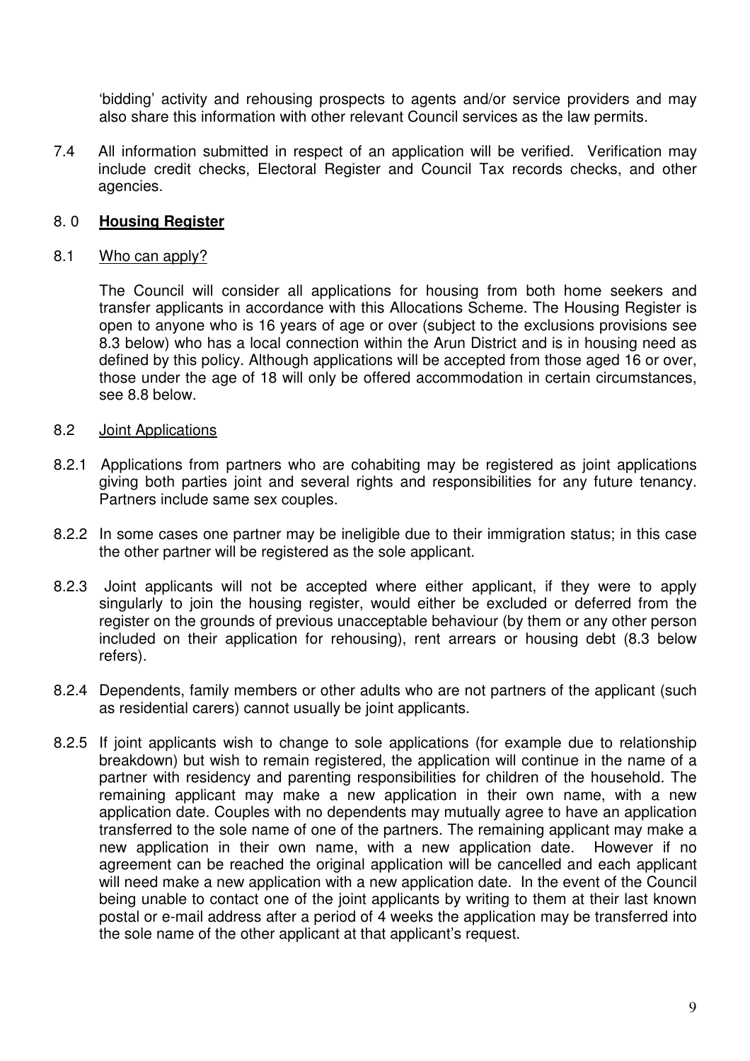'bidding' activity and rehousing prospects to agents and/or service providers and may also share this information with other relevant Council services as the law permits.

7.4 All information submitted in respect of an application will be verified. Verification may include credit checks, Electoral Register and Council Tax records checks, and other agencies.

## 8. 0 **Housing Register**

### 8.1 Who can apply?

The Council will consider all applications for housing from both home seekers and transfer applicants in accordance with this Allocations Scheme. The Housing Register is open to anyone who is 16 years of age or over (subject to the exclusions provisions see 8.3 below) who has a local connection within the Arun District and is in housing need as defined by this policy. Although applications will be accepted from those aged 16 or over, those under the age of 18 will only be offered accommodation in certain circumstances, see 8.8 below.

### 8.2 Joint Applications

8.2.1 Applications from partners who are cohabiting may be registered as joint applications giving both parties joint and several rights and responsibilities for any future tenancy. Partners include same sex couples.

8.2.2 In some cases one partner may be ineligible due to their immigration status; in this case the other partner will be registered as the sole applicant.

8.2.3 Joint applicants will not be accepted where either applicant, if they were to apply singularly to join the housing register, would either be excluded or deferred from the register on the grounds of previous unacceptable behaviour (by them or any other person included on their application for rehousing), rent arrears or housing debt (8.3 below refers).

8.2.4 Dependents, family members or other adults who are not partners of the applicant (such as residential carers) cannot usually be joint applicants.

8.2.5 If joint applicants wish to change to sole applications (for example due to relationship breakdown) but wish to remain registered, the application will continue in the name of a partner with residency and parenting responsibilities for children of the household. The remaining applicant may make a new application in their own name, with a new application date. Couples with no dependents may mutually agree to have an application transferred to the sole name of one of the partners. The remaining applicant may make a new application in their own name, with a new application date. However if no agreement can be reached the original application will be cancelled and each applicant will need make a new application with a new application date. In the event of the Council being unable to contact one of the joint applicants by writing to them at their last known postal or e-mail address after a period of 4 weeks the application may be transferred into the sole name of the other applicant at that applicant's request.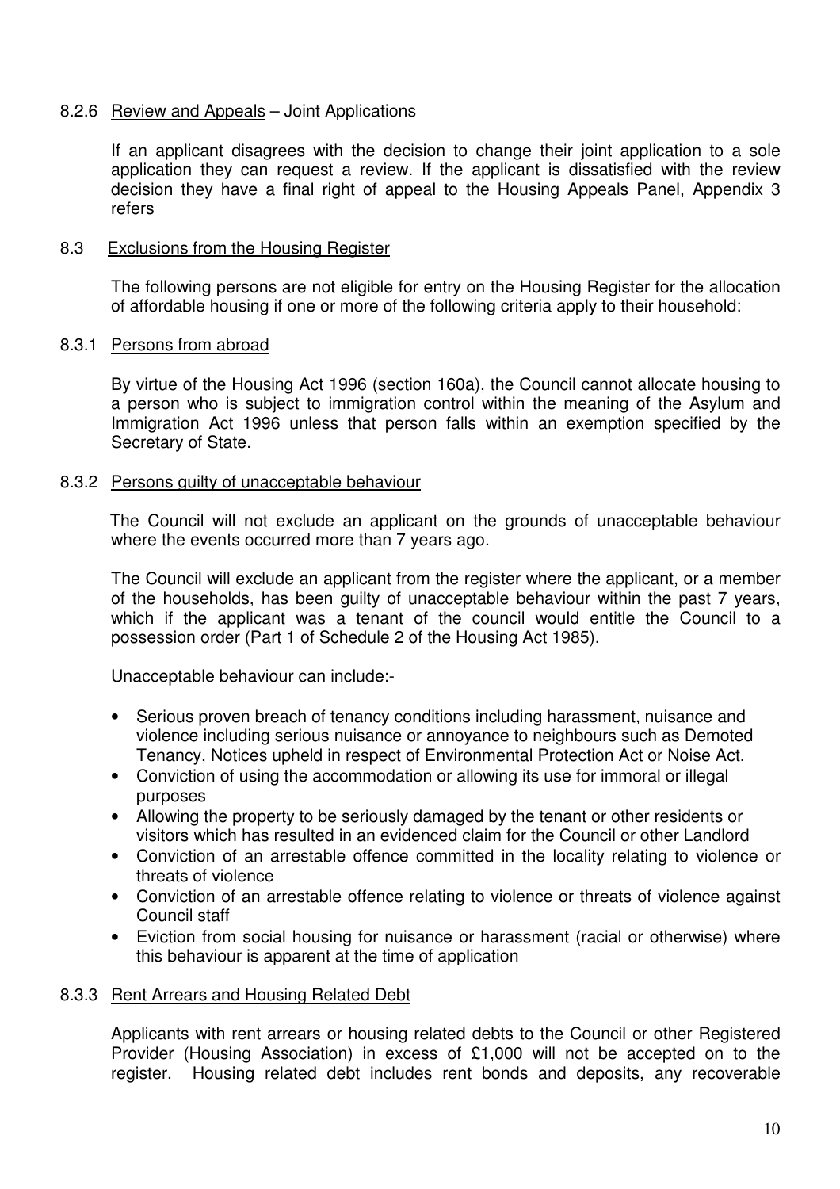#### 8.2.6 Review and Appeals – Joint Applications

If an applicant disagrees with the decision to change their joint application to a sole application they can request a review. If the applicant is dissatisfied with the review decision they have a final right of appeal to the Housing Appeals Panel, Appendix 3 refers

### 8.3 Exclusions from the Housing Register

The following persons are not eligible for entry on the Housing Register for the allocation of affordable housing if one or more of the following criteria apply to their household:

#### 8.3.1 Persons from abroad

By virtue of the Housing Act 1996 (section 160a), the Council cannot allocate housing to a person who is subject to immigration control within the meaning of the Asylum and Immigration Act 1996 unless that person falls within an exemption specified by the Secretary of State.

#### 8.3.2 Persons guilty of unacceptable behaviour

The Council will not exclude an applicant on the grounds of unacceptable behaviour where the events occurred more than 7 years ago.

The Council will exclude an applicant from the register where the applicant, or a member of the households, has been guilty of unacceptable behaviour within the past 7 years, which if the applicant was a tenant of the council would entitle the Council to a possession order (Part 1 of Schedule 2 of the Housing Act 1985).

Unacceptable behaviour can include:-

- Serious proven breach of tenancy conditions including harassment, nuisance and violence including serious nuisance or annoyance to neighbours such as Demoted Tenancy, Notices upheld in respect of Environmental Protection Act or Noise Act.
- Conviction of using the accommodation or allowing its use for immoral or illegal purposes
- Allowing the property to be seriously damaged by the tenant or other residents or visitors which has resulted in an evidenced claim for the Council or other Landlord
- Conviction of an arrestable offence committed in the locality relating to violence or threats of violence
- Conviction of an arrestable offence relating to violence or threats of violence against Council staff
- Eviction from social housing for nuisance or harassment (racial or otherwise) where this behaviour is apparent at the time of application

#### 8.3.3 Rent Arrears and Housing Related Debt

Applicants with rent arrears or housing related debts to the Council or other Registered Provider (Housing Association) in excess of £1,000 will not be accepted on to the register. Housing related debt includes rent bonds and deposits, any recoverable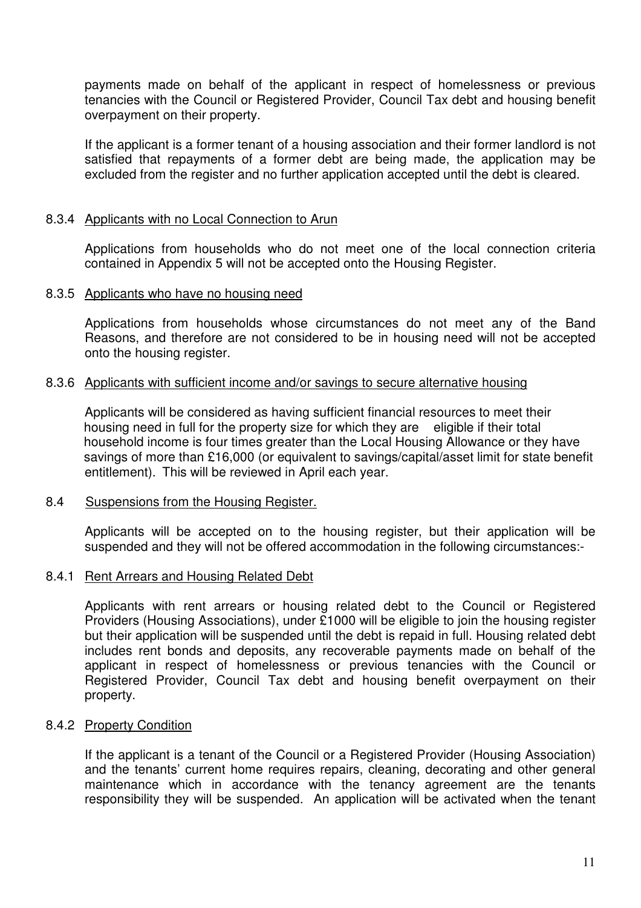payments made on behalf of the applicant in respect of homelessness or previous tenancies with the Council or Registered Provider, Council Tax debt and housing benefit overpayment on their property.

If the applicant is a former tenant of a housing association and their former landlord is not satisfied that repayments of a former debt are being made, the application may be excluded from the register and no further application accepted until the debt is cleared.

8.3.4 Applicants with no Local Connection to Arun

Applications from households who do not meet one of the local connection criteria contained in Appendix 5 will not be accepted onto the Housing Register.

8.3.5 Applicants who have no housing need

Applications from households whose circumstances do not meet any of the Band Reasons, and therefore are not considered to be in housing need will not be accepted onto the housing register.

8.3.6 Applicants with sufficient income and/or savings to secure alternative housing

Applicants will be considered as having sufficient financial resources to meet their housing need in full for the property size for which they are eligible if their total household income is four times greater than the Local Housing Allowance or they have savings of more than £16,000 (or equivalent to savings/capital/asset limit for state benefit entitlement). This will be reviewed in April each year.

8.4 Suspensions from the Housing Register.

Applicants will be accepted on to the housing register, but their application will be suspended and they will not be offered accommodation in the following circumstances:-

8.4.1 Rent Arrears and Housing Related Debt

Applicants with rent arrears or housing related debt to the Council or Registered Providers (Housing Associations), under £1000 will be eligible to join the housing register but their application will be suspended until the debt is repaid in full. Housing related debt includes rent bonds and deposits, any recoverable payments made on behalf of the applicant in respect of homelessness or previous tenancies with the Council or Registered Provider, Council Tax debt and housing benefit overpayment on their property.

8.4.2 Property Condition

If the applicant is a tenant of the Council or a Registered Provider (Housing Association) and the tenants' current home requires repairs, cleaning, decorating and other general maintenance which in accordance with the tenancy agreement are the tenants responsibility they will be suspended. An application will be activated when the tenant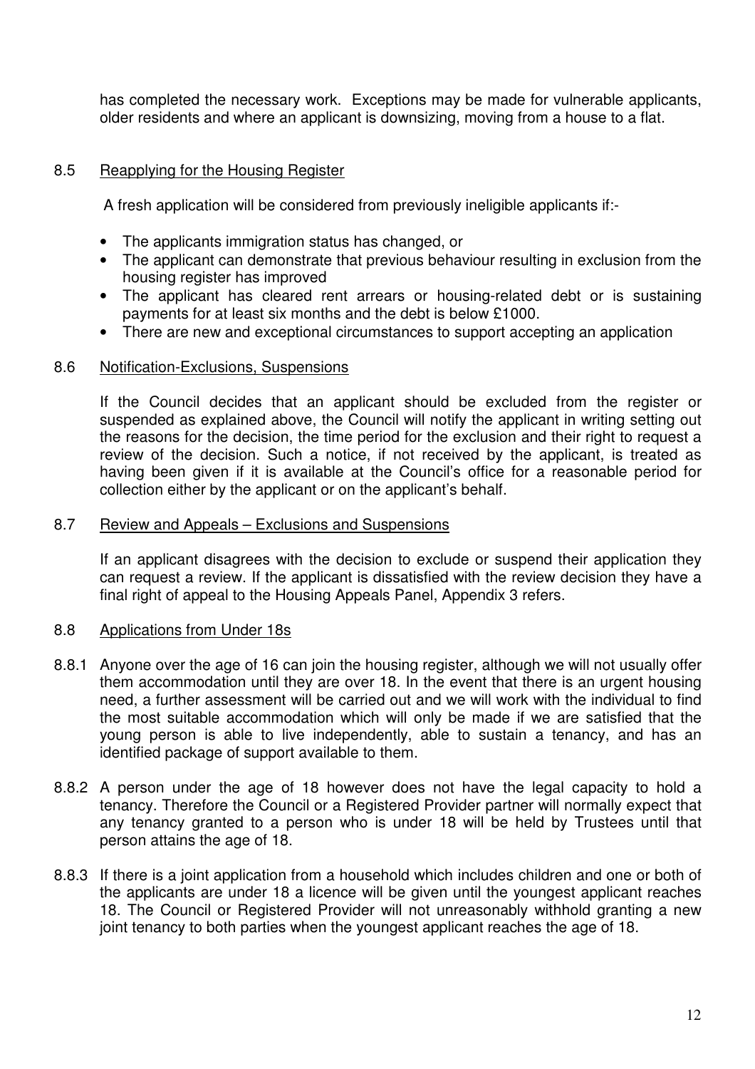has completed the necessary work. Exceptions may be made for vulnerable applicants, older residents and where an applicant is downsizing, moving from a house to a flat.

## 8.5 Reapplying for the Housing Register

A fresh application will be considered from previously ineligible applicants if:-

- The applicants immigration status has changed, or
- The applicant can demonstrate that previous behaviour resulting in exclusion from the housing register has improved
- The applicant has cleared rent arrears or housing-related debt or is sustaining payments for at least six months and the debt is below £1000.
- There are new and exceptional circumstances to support accepting an application

## 8.6 Notification-Exclusions, Suspensions

If the Council decides that an applicant should be excluded from the register or suspended as explained above, the Council will notify the applicant in writing setting out the reasons for the decision, the time period for the exclusion and their right to request a review of the decision. Such a notice, if not received by the applicant, is treated as having been given if it is available at the Council's office for a reasonable period for collection either by the applicant or on the applicant's behalf.

## 8.7 Review and Appeals – Exclusions and Suspensions

If an applicant disagrees with the decision to exclude or suspend their application they can request a review. If the applicant is dissatisfied with the review decision they have a final right of appeal to the Housing Appeals Panel, Appendix 3 refers.

## 8.8 Applications from Under 18s

8.8.1 Anyone over the age of 16 can join the housing register, although we will not usually offer them accommodation until they are over 18. In the event that there is an urgent housing need, a further assessment will be carried out and we will work with the individual to find the most suitable accommodation which will only be made if we are satisfied that the young person is able to live independently, able to sustain a tenancy, and has an identified package of support available to them.

8.8.2 A person under the age of 18 however does not have the legal capacity to hold a tenancy. Therefore the Council or a Registered Provider partner will normally expect that any tenancy granted to a person who is under 18 will be held by Trustees until that person attains the age of 18.

8.8.3 If there is a joint application from a household which includes children and one or both of the applicants are under 18 a licence will be given until the youngest applicant reaches 18. The Council or Registered Provider will not unreasonably withhold granting a new joint tenancy to both parties when the youngest applicant reaches the age of 18.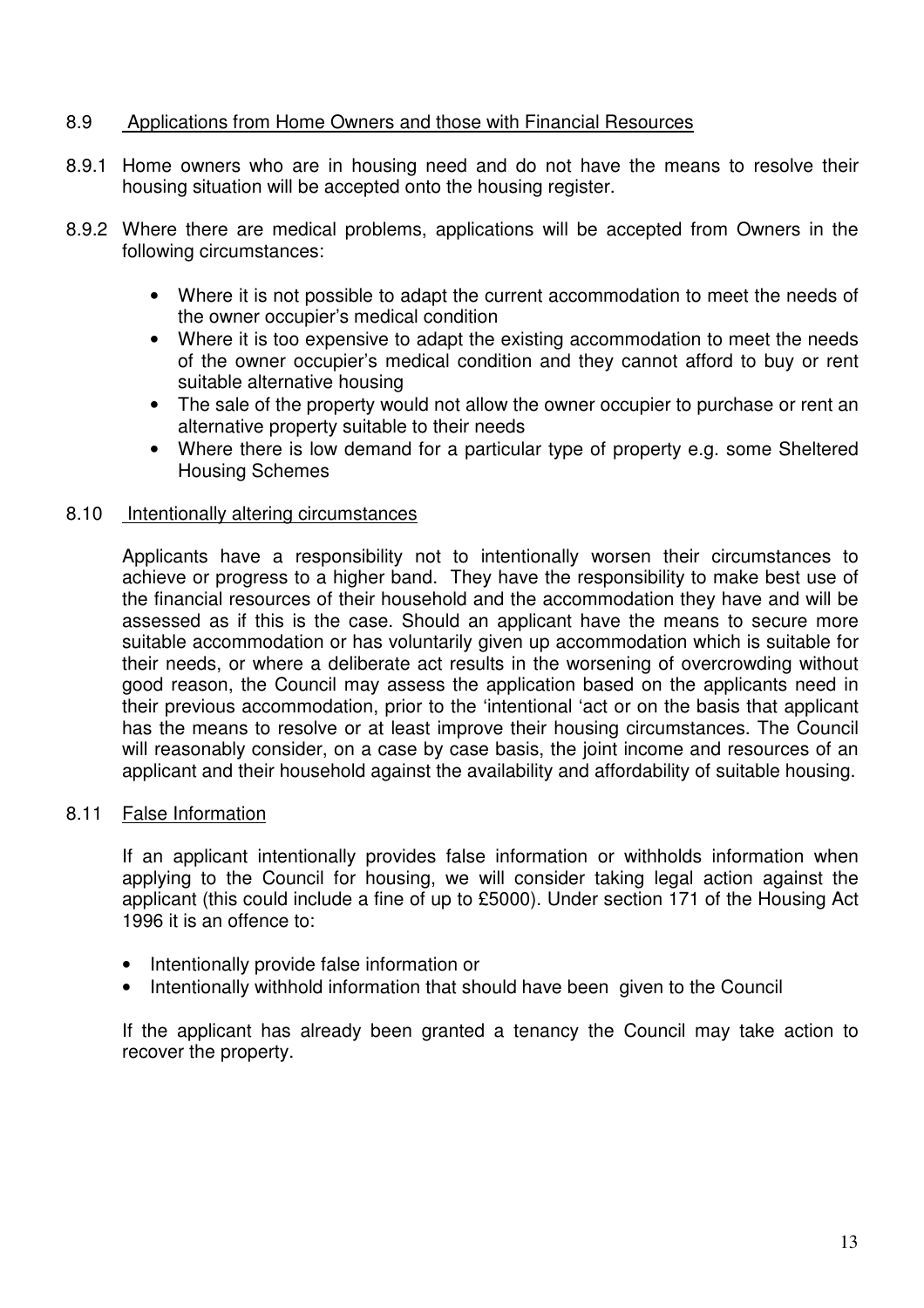## 8.9 Applications from Home Owners and those with Financial Resources

8.9.1 Home owners who are in housing need and do not have the means to resolve their housing situation will be accepted onto the housing register.

8.9.2 Where there are medical problems, applications will be accepted from Owners in the following circumstances:

- Where it is not possible to adapt the current accommodation to meet the needs of the owner occupier's medical condition
- Where it is too expensive to adapt the existing accommodation to meet the needs of the owner occupier's medical condition and they cannot afford to buy or rent suitable alternative housing
- The sale of the property would not allow the owner occupier to purchase or rent an alternative property suitable to their needs
- Where there is low demand for a particular type of property e.g. some Sheltered Housing Schemes

## 8.10 Intentionally altering circumstances

Applicants have a responsibility not to intentionally worsen their circumstances to achieve or progress to a higher band. They have the responsibility to make best use of the financial resources of their household and the accommodation they have and will be assessed as if this is the case. Should an applicant have the means to secure more suitable accommodation or has voluntarily given up accommodation which is suitable for their needs, or where a deliberate act results in the worsening of overcrowding without good reason, the Council may assess the application based on the applicants need in their previous accommodation, prior to the 'intentional 'act or on the basis that applicant has the means to resolve or at least improve their housing circumstances. The Council will reasonably consider, on a case by case basis, the joint income and resources of an applicant and their household against the availability and affordability of suitable housing.

## 8.11 False Information

If an applicant intentionally provides false information or withholds information when applying to the Council for housing, we will consider taking legal action against the applicant (this could include a fine of up to £5000). Under section 171 of the Housing Act 1996 it is an offence to:

- Intentionally provide false information or
- Intentionally withhold information that should have been given to the Council

If the applicant has already been granted a tenancy the Council may take action to recover the property.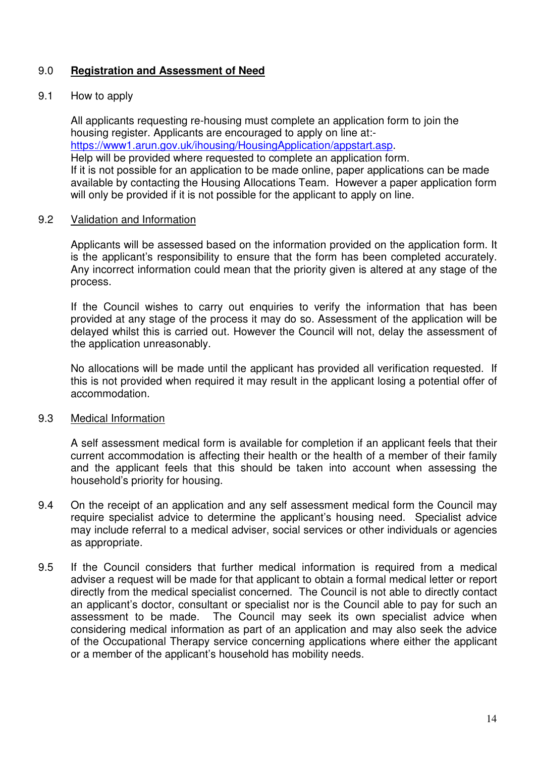## 9.0 **Registration and Assessment of Need**

### 9.1 How to apply

All applicants requesting re-housing must complete an application form to join the housing register. Applicants are encouraged to apply on line at:- [https://www1.arun.gov.uk/ihousing/HousingApplication/appstart.asp](https://www1.arun.gov.uk/ihousing/HousingApplication/appstart.asp).
Help will be provided where requested to complete an application form.
If it is not possible for an application to be made online, paper applications can be made available by contacting the Housing Allocations Team. However a paper application form will only be provided if it is not possible for the applicant to apply on line.

### 9.2 Validation and Information

Applicants will be assessed based on the information provided on the application form. It is the applicant's responsibility to ensure that the form has been completed accurately. Any incorrect information could mean that the priority given is altered at any stage of the process.

If the Council wishes to carry out enquiries to verify the information that has been provided at any stage of the process it may do so. Assessment of the application will be delayed whilst this is carried out. However the Council will not, delay the assessment of the application unreasonably.

No allocations will be made until the applicant has provided all verification requested. If this is not provided when required it may result in the applicant losing a potential offer of accommodation.

### 9.3 Medical Information

A self assessment medical form is available for completion if an applicant feels that their current accommodation is affecting their health or the health of a member of their family and the applicant feels that this should be taken into account when assessing the household's priority for housing.

9.4 On the receipt of an application and any self assessment medical form the Council may require specialist advice to determine the applicant's housing need. Specialist advice may include referral to a medical adviser, social services or other individuals or agencies as appropriate.

9.5 If the Council considers that further medical information is required from a medical adviser a request will be made for that applicant to obtain a formal medical letter or report directly from the medical specialist concerned. The Council is not able to directly contact an applicant's doctor, consultant or specialist nor is the Council able to pay for such an assessment to be made. The Council may seek its own specialist advice when considering medical information as part of an application and may also seek the advice of the Occupational Therapy service concerning applications where either the applicant or a member of the applicant's household has mobility needs.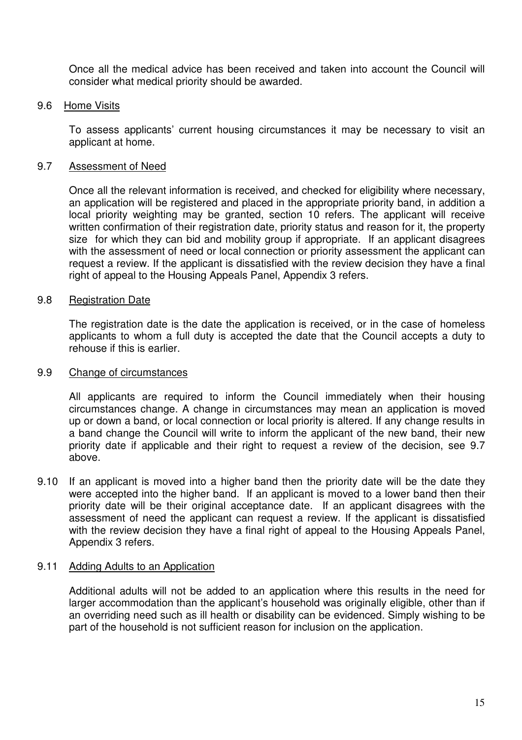Once all the medical advice has been received and taken into account the Council will consider what medical priority should be awarded.

### 9.6 Home Visits

To assess applicants' current housing circumstances it may be necessary to visit an applicant at home.

### 9.7 Assessment of Need

Once all the relevant information is received, and checked for eligibility where necessary, an application will be registered and placed in the appropriate priority band, in addition a local priority weighting may be granted, section 10 refers. The applicant will receive written confirmation of their registration date, priority status and reason for it, the property size for which they can bid and mobility group if appropriate. If an applicant disagrees with the assessment of need or local connection or priority assessment the applicant can request a review. If the applicant is dissatisfied with the review decision they have a final right of appeal to the Housing Appeals Panel, Appendix 3 refers.

### 9.8 Registration Date

The registration date is the date the application is received, or in the case of homeless applicants to whom a full duty is accepted the date that the Council accepts a duty to rehouse if this is earlier.

### 9.9 Change of circumstances

All applicants are required to inform the Council immediately when their housing circumstances change. A change in circumstances may mean an application is moved up or down a band, or local connection or local priority is altered. If any change results in a band change the Council will write to inform the applicant of the new band, their new priority date if applicable and their right to request a review of the decision, see 9.7 above.

9.10 If an applicant is moved into a higher band then the priority date will be the date they were accepted into the higher band. If an applicant is moved to a lower band then their priority date will be their original acceptance date. If an applicant disagrees with the assessment of need the applicant can request a review. If the applicant is dissatisfied with the review decision they have a final right of appeal to the Housing Appeals Panel, Appendix 3 refers.

### 9.11 Adding Adults to an Application

Additional adults will not be added to an application where this results in the need for larger accommodation than the applicant's household was originally eligible, other than if an overriding need such as ill health or disability can be evidenced. Simply wishing to be part of the household is not sufficient reason for inclusion on the application.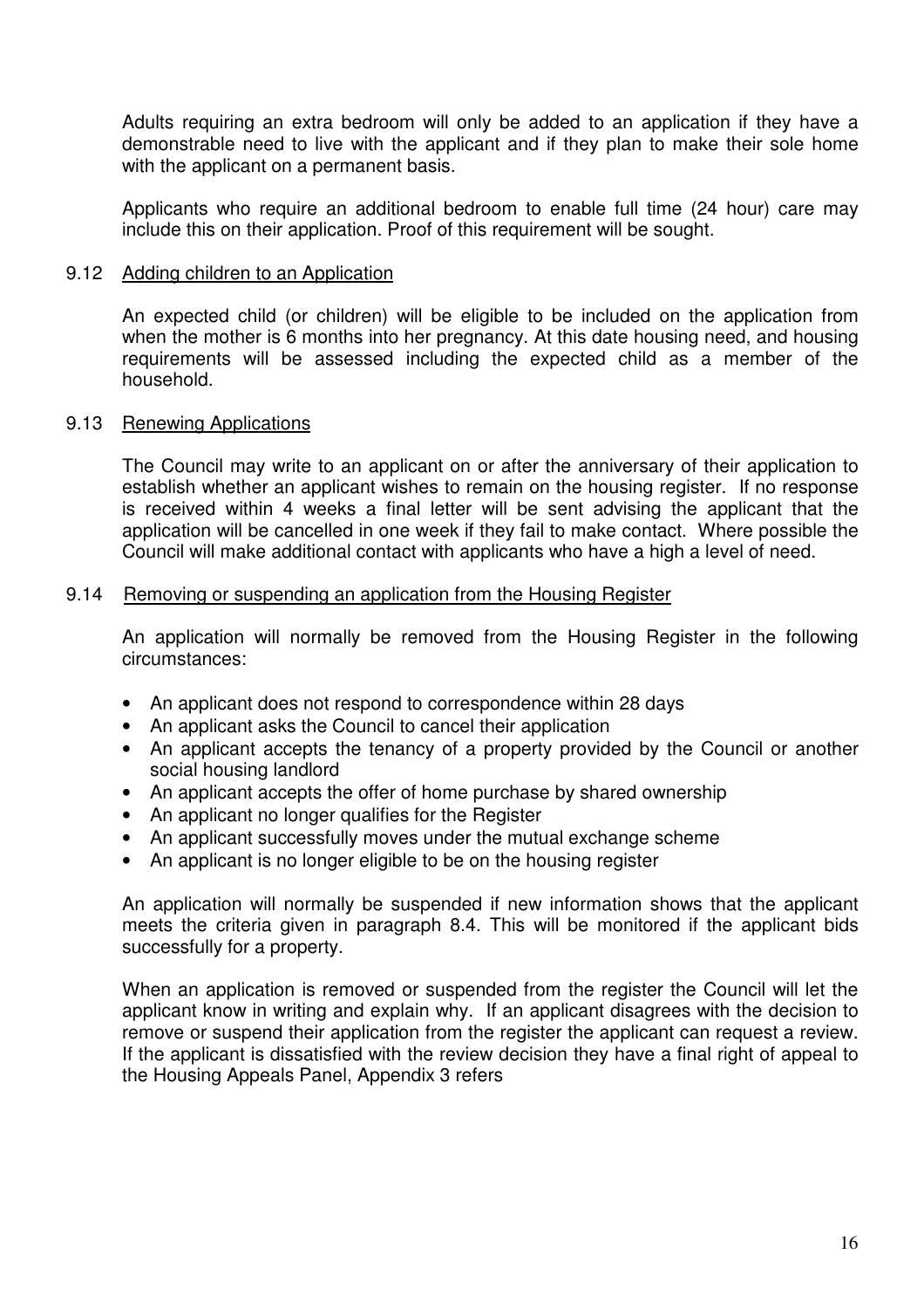Adults requiring an extra bedroom will only be added to an application if they have a demonstrable need to live with the applicant and if they plan to make their sole home with the applicant on a permanent basis.

Applicants who require an additional bedroom to enable full time (24 hour) care may include this on their application. Proof of this requirement will be sought.

### 9.12 Adding children to an Application

An expected child (or children) will be eligible to be included on the application from when the mother is 6 months into her pregnancy. At this date housing need, and housing requirements will be assessed including the expected child as a member of the household.

### 9.13 Renewing Applications

The Council may write to an applicant on or after the anniversary of their application to establish whether an applicant wishes to remain on the housing register. If no response is received within 4 weeks a final letter will be sent advising the applicant that the application will be cancelled in one week if they fail to make contact. Where possible the Council will make additional contact with applicants who have a high a level of need.

### 9.14 Removing or suspending an application from the Housing Register

An application will normally be removed from the Housing Register in the following circumstances:

- An applicant does not respond to correspondence within 28 days
- An applicant asks the Council to cancel their application
- An applicant accepts the tenancy of a property provided by the Council or another social housing landlord
- An applicant accepts the offer of home purchase by shared ownership
- An applicant no longer qualifies for the Register
- An applicant successfully moves under the mutual exchange scheme
- An applicant is no longer eligible to be on the housing register

An application will normally be suspended if new information shows that the applicant meets the criteria given in paragraph 8.4. This will be monitored if the applicant bids successfully for a property.

When an application is removed or suspended from the register the Council will let the applicant know in writing and explain why. If an applicant disagrees with the decision to remove or suspend their application from the register the applicant can request a review. If the applicant is dissatisfied with the review decision they have a final right of appeal to the Housing Appeals Panel, Appendix 3 refers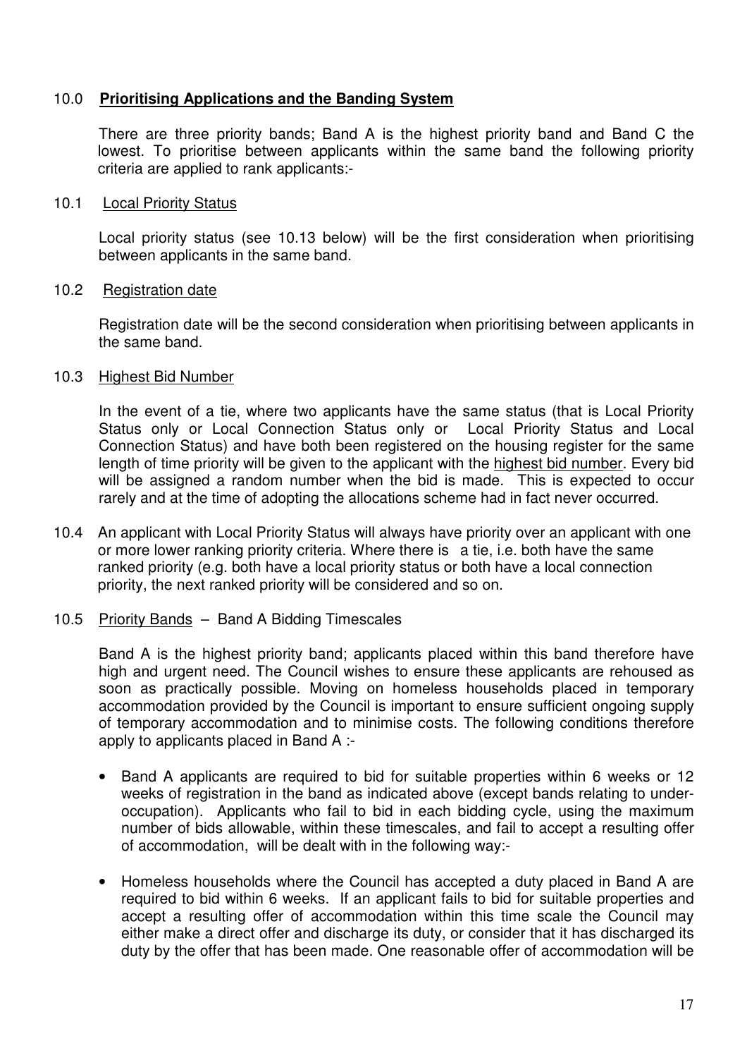## 10.0 **Prioritising Applications and the Banding System**

There are three priority bands; Band A is the highest priority band and Band C the lowest. To prioritise between applicants within the same band the following priority criteria are applied to rank applicants:-

### 10.1 Local Priority Status

Local priority status (see 10.13 below) will be the first consideration when prioritising between applicants in the same band.

### 10.2 Registration date

Registration date will be the second consideration when prioritising between applicants in the same band.

### 10.3 Highest Bid Number

In the event of a tie, where two applicants have the same status (that is Local Priority Status only or Local Connection Status only or Local Priority Status and Local Connection Status) and have both been registered on the housing register for the same length of time priority will be given to the applicant with the highest bid number. Every bid will be assigned a random number when the bid is made. This is expected to occur rarely and at the time of adopting the allocations scheme had in fact never occurred.

10.4 An applicant with Local Priority Status will always have priority over an applicant with one or more lower ranking priority criteria. Where there is a tie, i.e. both have the same ranked priority (e.g. both have a local priority status or both have a local connection priority, the next ranked priority will be considered and so on.

### 10.5 Priority Bands – Band A Bidding Timescales

Band A is the highest priority band; applicants placed within this band therefore have high and urgent need. The Council wishes to ensure these applicants are rehoused as soon as practically possible. Moving on homeless households placed in temporary accommodation provided by the Council is important to ensure sufficient ongoing supply of temporary accommodation and to minimise costs. The following conditions therefore apply to applicants placed in Band A :-

- Band A applicants are required to bid for suitable properties within 6 weeks or 12 weeks of registration in the band as indicated above (except bands relating to under-occupation). Applicants who fail to bid in each bidding cycle, using the maximum number of bids allowable, within these timescales, and fail to accept a resulting offer of accommodation, will be dealt with in the following way:-
- Homeless households where the Council has accepted a duty placed in Band A are required to bid within 6 weeks. If an applicant fails to bid for suitable properties and accept a resulting offer of accommodation within this time scale the Council may either make a direct offer and discharge its duty, or consider that it has discharged its duty by the offer that has been made. One reasonable offer of accommodation will be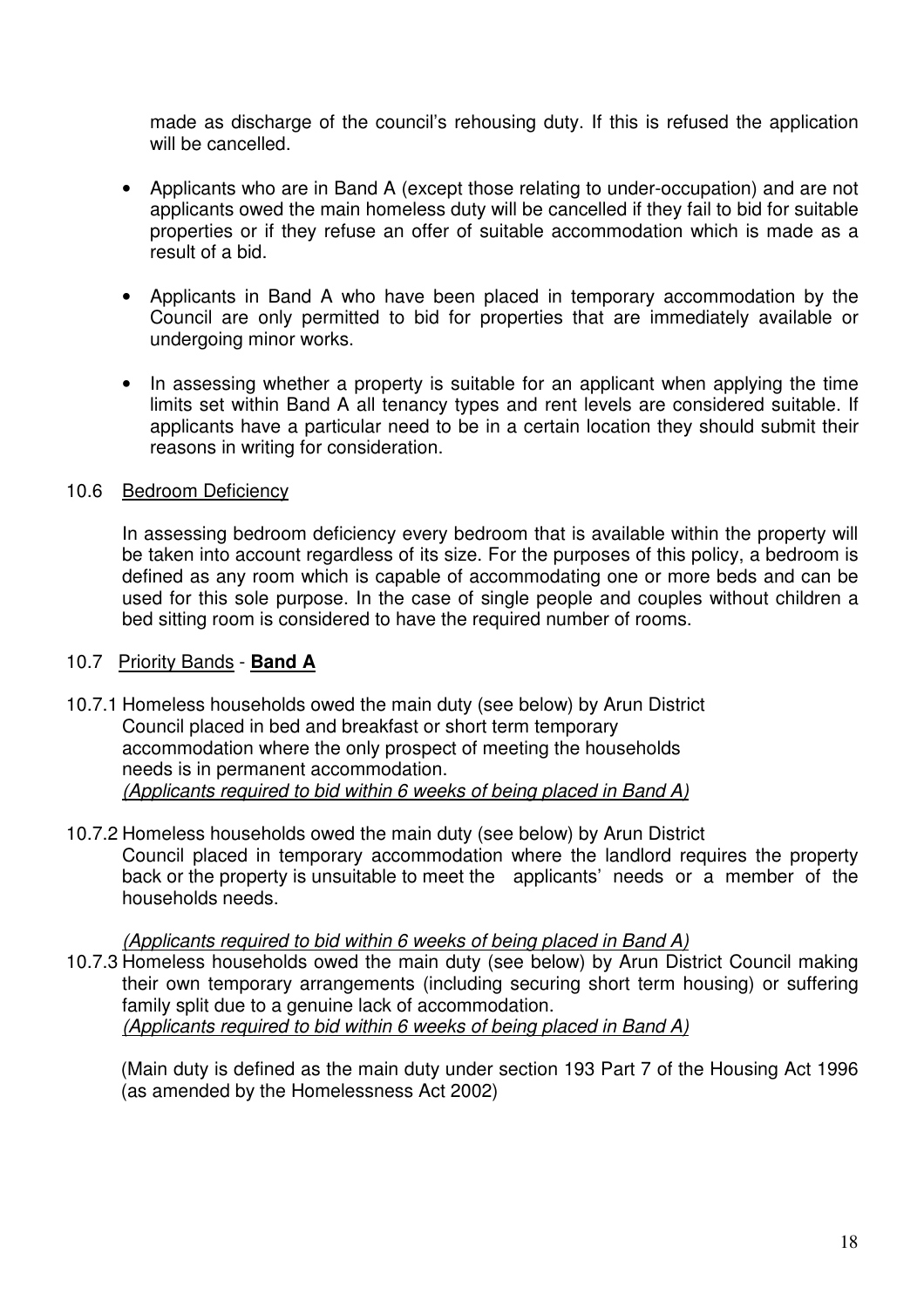made as discharge of the council's rehousing duty. If this is refused the application will be cancelled.

- Applicants who are in Band A (except those relating to under-occupation) and are not applicants owed the main homeless duty will be cancelled if they fail to bid for suitable properties or if they refuse an offer of suitable accommodation which is made as a result of a bid.
- Applicants in Band A who have been placed in temporary accommodation by the Council are only permitted to bid for properties that are immediately available or undergoing minor works.
- In assessing whether a property is suitable for an applicant when applying the time limits set within Band A all tenancy types and rent levels are considered suitable. If applicants have a particular need to be in a certain location they should submit their reasons in writing for consideration.

## 10.6 Bedroom Deficiency

In assessing bedroom deficiency every bedroom that is available within the property will be taken into account regardless of its size. For the purposes of this policy, a bedroom is defined as any room which is capable of accommodating one or more beds and can be used for this sole purpose. In the case of single people and couples without children a bed sitting room is considered to have the required number of rooms.

## 10.7 Priority Bands - **Band A**

10.7.1 Homeless households owed the main duty (see below) by Arun District Council placed in bed and breakfast or short term temporary accommodation where the only prospect of meeting the households needs is in permanent accommodation.
*(Applicants required to bid within 6 weeks of being placed in Band A)*

10.7.2 Homeless households owed the main duty (see below) by Arun District Council placed in temporary accommodation where the landlord requires the property back or the property is unsuitable to meet the applicants' needs or a member of the households needs.

*(Applicants required to bid within 6 weeks of being placed in Band A)*

10.7.3 Homeless households owed the main duty (see below) by Arun District Council making their own temporary arrangements (including securing short term housing) or suffering family split due to a genuine lack of accommodation.
*(Applicants required to bid within 6 weeks of being placed in Band A)*

(Main duty is defined as the main duty under section 193 Part 7 of the Housing Act 1996 (as amended by the Homelessness Act 2002)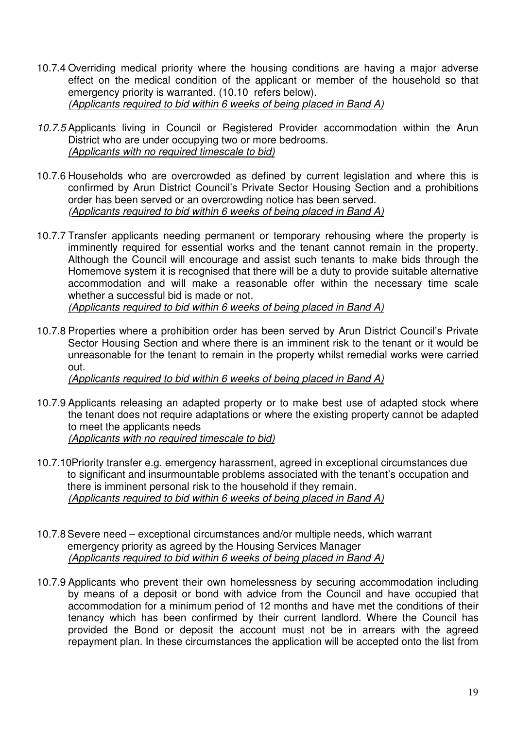10.7.4 Overriding medical priority where the housing conditions are having a major adverse effect on the medical condition of the applicant or member of the household so that emergency priority is warranted. (10.10 refers below).
*(Applicants required to bid within 6 weeks of being placed in Band A)*

*10.7.5* Applicants living in Council or Registered Provider accommodation within the Arun District who are under occupying two or more bedrooms.
*(Applicants with no required timescale to bid)*

10.7.6 Households who are overcrowded as defined by current legislation and where this is confirmed by Arun District Council's Private Sector Housing Section and a prohibitions order has been served or an overcrowding notice has been served.
*(Applicants required to bid within 6 weeks of being placed in Band A)*

10.7.7 Transfer applicants needing permanent or temporary rehousing where the property is imminently required for essential works and the tenant cannot remain in the property. Although the Council will encourage and assist such tenants to make bids through the Homemove system it is recognised that there will be a duty to provide suitable alternative accommodation and will make a reasonable offer within the necessary time scale whether a successful bid is made or not.
*(Applicants required to bid within 6 weeks of being placed in Band A)*

10.7.8 Properties where a prohibition order has been served by Arun District Council's Private Sector Housing Section and where there is an imminent risk to the tenant or it would be unreasonable for the tenant to remain in the property whilst remedial works were carried out.
*(Applicants required to bid within 6 weeks of being placed in Band A)*

10.7.9 Applicants releasing an adapted property or to make best use of adapted stock where the tenant does not require adaptations or where the existing property cannot be adapted to meet the applicants needs
*(Applicants with no required timescale to bid)*

10.7.10 Priority transfer e.g. emergency harassment, agreed in exceptional circumstances due to significant and insurmountable problems associated with the tenant's occupation and there is imminent personal risk to the household if they remain.
*(Applicants required to bid within 6 weeks of being placed in Band A)*

10.7.8 Severe need – exceptional circumstances and/or multiple needs, which warrant emergency priority as agreed by the Housing Services Manager
*(Applicants required to bid within 6 weeks of being placed in Band A)*

10.7.9 Applicants who prevent their own homelessness by securing accommodation including by means of a deposit or bond with advice from the Council and have occupied that accommodation for a minimum period of 12 months and have met the conditions of their tenancy which has been confirmed by their current landlord. Where the Council has provided the Bond or deposit the account must not be in arrears with the agreed repayment plan. In these circumstances the application will be accepted onto the list from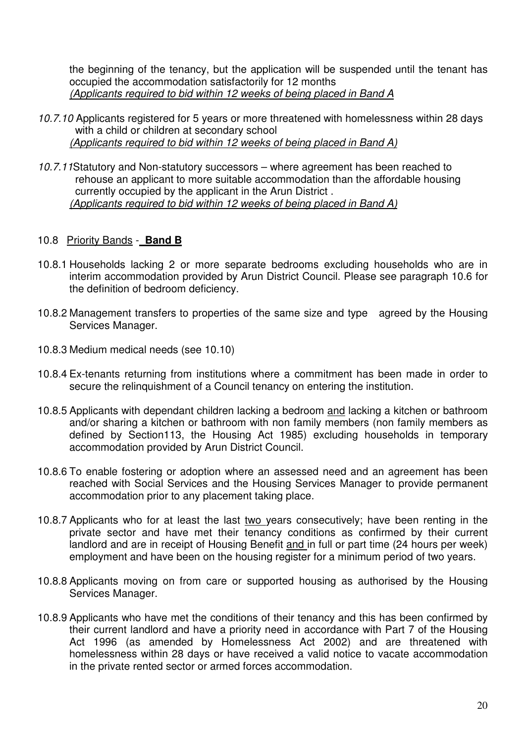the beginning of the tenancy, but the application will be suspended until the tenant has occupied the accommodation satisfactorily for 12 months
*(Applicants required to bid within 12 weeks of being placed in Band A*

*10.7.10* Applicants registered for 5 years or more threatened with homelessness within 28 days with a child or children at secondary school
*(Applicants required to bid within 12 weeks of being placed in Band A)*

*10.7.11*Statutory and Non-statutory successors – where agreement has been reached to rehouse an applicant to more suitable accommodation than the affordable housing currently occupied by the applicant in the Arun District .
*(Applicants required to bid within 12 weeks of being placed in Band A)*

## 10.8 Priority Bands - **Band B**

10.8.1 Households lacking 2 or more separate bedrooms excluding households who are in interim accommodation provided by Arun District Council. Please see paragraph 10.6 for the definition of bedroom deficiency.

10.8.2 Management transfers to properties of the same size and type agreed by the Housing Services Manager.

10.8.3 Medium medical needs (see 10.10)

10.8.4 Ex-tenants returning from institutions where a commitment has been made in order to secure the relinquishment of a Council tenancy on entering the institution.

10.8.5 Applicants with dependant children lacking a bedroom and lacking a kitchen or bathroom and/or sharing a kitchen or bathroom with non family members (non family members as defined by Section113, the Housing Act 1985) excluding households in temporary accommodation provided by Arun District Council.

10.8.6 To enable fostering or adoption where an assessed need and an agreement has been reached with Social Services and the Housing Services Manager to provide permanent accommodation prior to any placement taking place.

10.8.7 Applicants who for at least the last two years consecutively; have been renting in the private sector and have met their tenancy conditions as confirmed by their current landlord and are in receipt of Housing Benefit and in full or part time (24 hours per week) employment and have been on the housing register for a minimum period of two years.

10.8.8 Applicants moving on from care or supported housing as authorised by the Housing Services Manager.

10.8.9 Applicants who have met the conditions of their tenancy and this has been confirmed by their current landlord and have a priority need in accordance with Part 7 of the Housing Act 1996 (as amended by Homelessness Act 2002) and are threatened with homelessness within 28 days or have received a valid notice to vacate accommodation in the private rented sector or armed forces accommodation.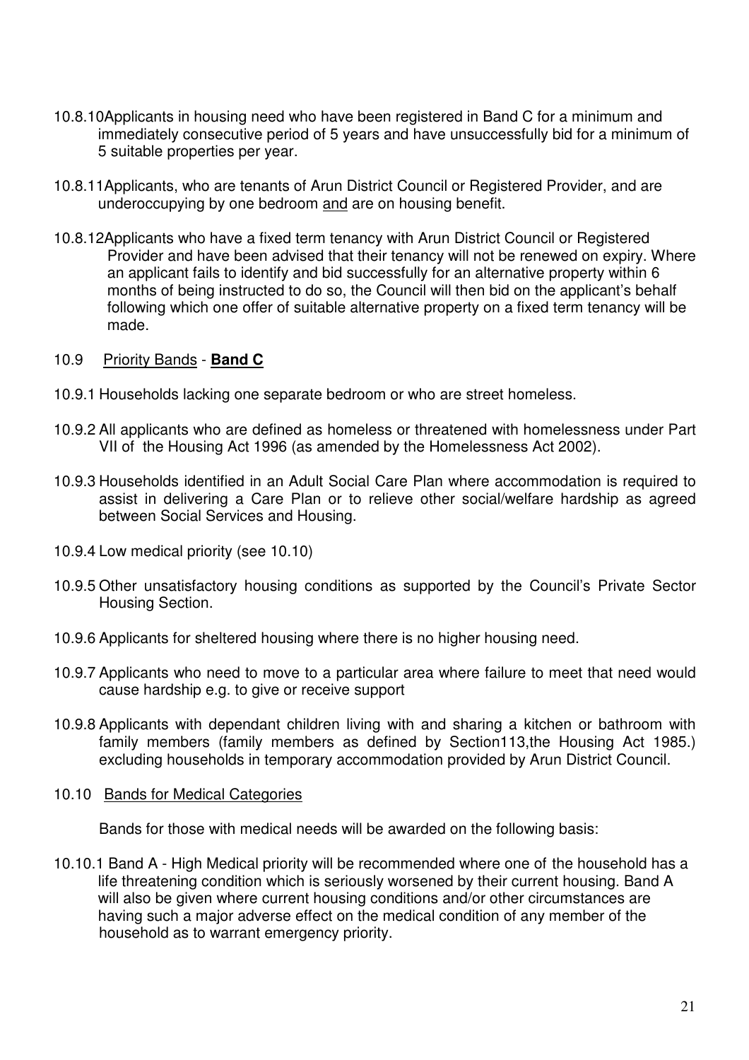10.8.10 Applicants in housing need who have been registered in Band C for a minimum and immediately consecutive period of 5 years and have unsuccessfully bid for a minimum of 5 suitable properties per year.

10.8.11 Applicants, who are tenants of Arun District Council or Registered Provider, and are underoccupying by one bedroom <u>and</u> are on housing benefit.

10.8.12 Applicants who have a fixed term tenancy with Arun District Council or Registered Provider and have been advised that their tenancy will not be renewed on expiry. Where an applicant fails to identify and bid successfully for an alternative property within 6 months of being instructed to do so, the Council will then bid on the applicant's behalf following which one offer of suitable alternative property on a fixed term tenancy will be made.

10.9 <u>Priority Bands</u> - <u>**Band C**</u>

10.9.1 Households lacking one separate bedroom or who are street homeless.

10.9.2 All applicants who are defined as homeless or threatened with homelessness under Part VII of the Housing Act 1996 (as amended by the Homelessness Act 2002).

10.9.3 Households identified in an Adult Social Care Plan where accommodation is required to assist in delivering a Care Plan or to relieve other social/welfare hardship as agreed between Social Services and Housing.

10.9.4 Low medical priority (see 10.10)

10.9.5 Other unsatisfactory housing conditions as supported by the Council's Private Sector Housing Section.

10.9.6 Applicants for sheltered housing where there is no higher housing need.

10.9.7 Applicants who need to move to a particular area where failure to meet that need would cause hardship e.g. to give or receive support

10.9.8 Applicants with dependant children living with and sharing a kitchen or bathroom with family members (family members as defined by Section113,the Housing Act 1985.) excluding households in temporary accommodation provided by Arun District Council.

10.10 <u>Bands for Medical Categories</u>

Bands for those with medical needs will be awarded on the following basis:

10.10.1 Band A - High Medical priority will be recommended where one of the household has a life threatening condition which is seriously worsened by their current housing. Band A will also be given where current housing conditions and/or other circumstances are having such a major adverse effect on the medical condition of any member of the household as to warrant emergency priority.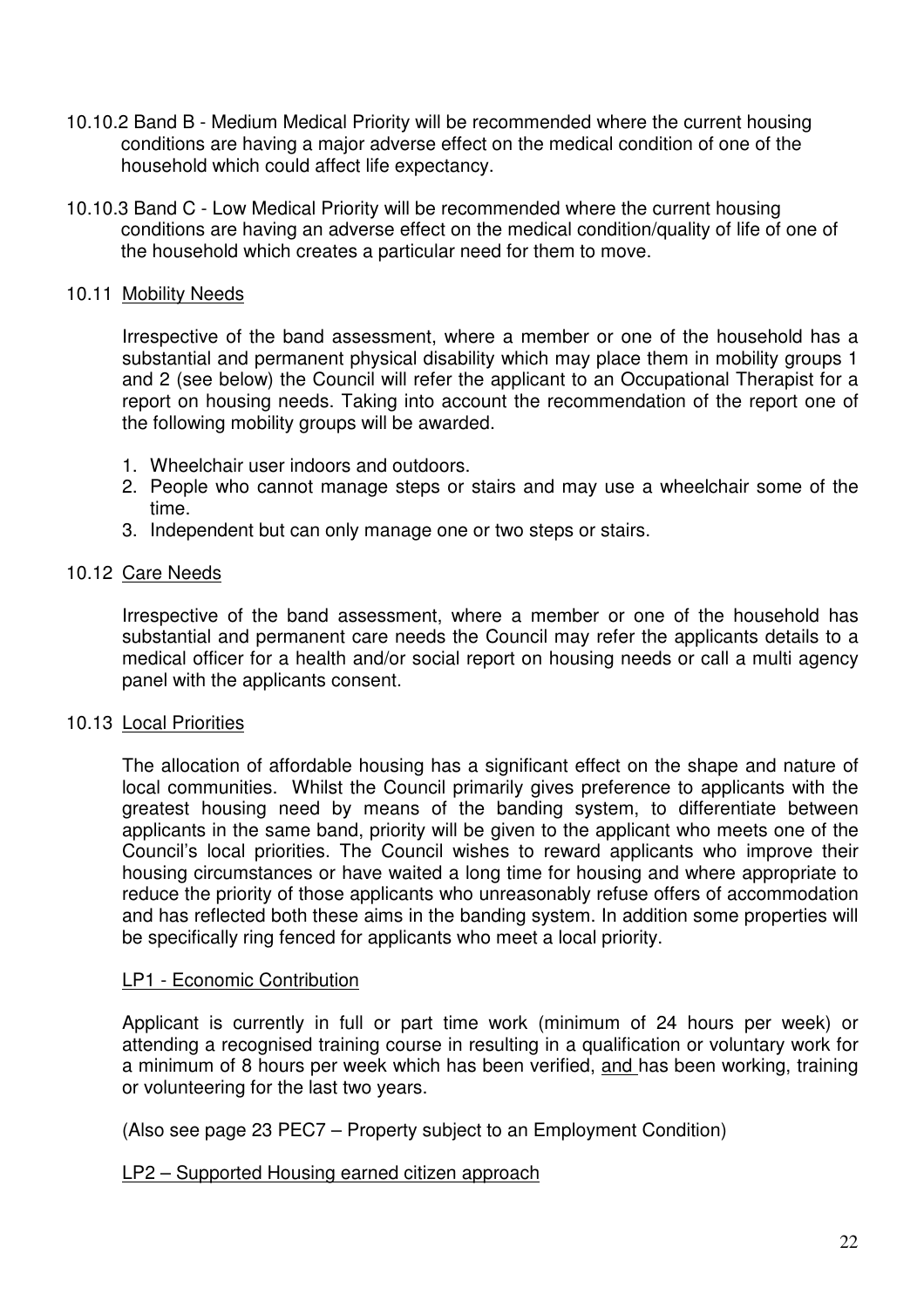10.10.2 Band B - Medium Medical Priority will be recommended where the current housing conditions are having a major adverse effect on the medical condition of one of the household which could affect life expectancy.

10.10.3 Band C - Low Medical Priority will be recommended where the current housing conditions are having an adverse effect on the medical condition/quality of life of one of the household which creates a particular need for them to move.

10.11 <u>Mobility Needs</u>

Irrespective of the band assessment, where a member or one of the household has a substantial and permanent physical disability which may place them in mobility groups 1 and 2 (see below) the Council will refer the applicant to an Occupational Therapist for a report on housing needs. Taking into account the recommendation of the report one of the following mobility groups will be awarded.

1. Wheelchair user indoors and outdoors.
2. People who cannot manage steps or stairs and may use a wheelchair some of the time.
3. Independent but can only manage one or two steps or stairs.

10.12 <u>Care Needs</u>

Irrespective of the band assessment, where a member or one of the household has substantial and permanent care needs the Council may refer the applicants details to a medical officer for a health and/or social report on housing needs or call a multi agency panel with the applicants consent.

10.13 <u>Local Priorities</u>

The allocation of affordable housing has a significant effect on the shape and nature of local communities. Whilst the Council primarily gives preference to applicants with the greatest housing need by means of the banding system, to differentiate between applicants in the same band, priority will be given to the applicant who meets one of the Council's local priorities. The Council wishes to reward applicants who improve their housing circumstances or have waited a long time for housing and where appropriate to reduce the priority of those applicants who unreasonably refuse offers of accommodation and has reflected both these aims in the banding system. In addition some properties will be specifically ring fenced for applicants who meet a local priority.

<u>LP1 - Economic Contribution</u>

Applicant is currently in full or part time work (minimum of 24 hours per week) or attending a recognised training course in resulting in a qualification or voluntary work for a minimum of 8 hours per week which has been verified, <u>and</u> has been working, training or volunteering for the last two years.

(Also see page 23 PEC7 – Property subject to an Employment Condition)

<u>LP2 – Supported Housing earned citizen approach</u>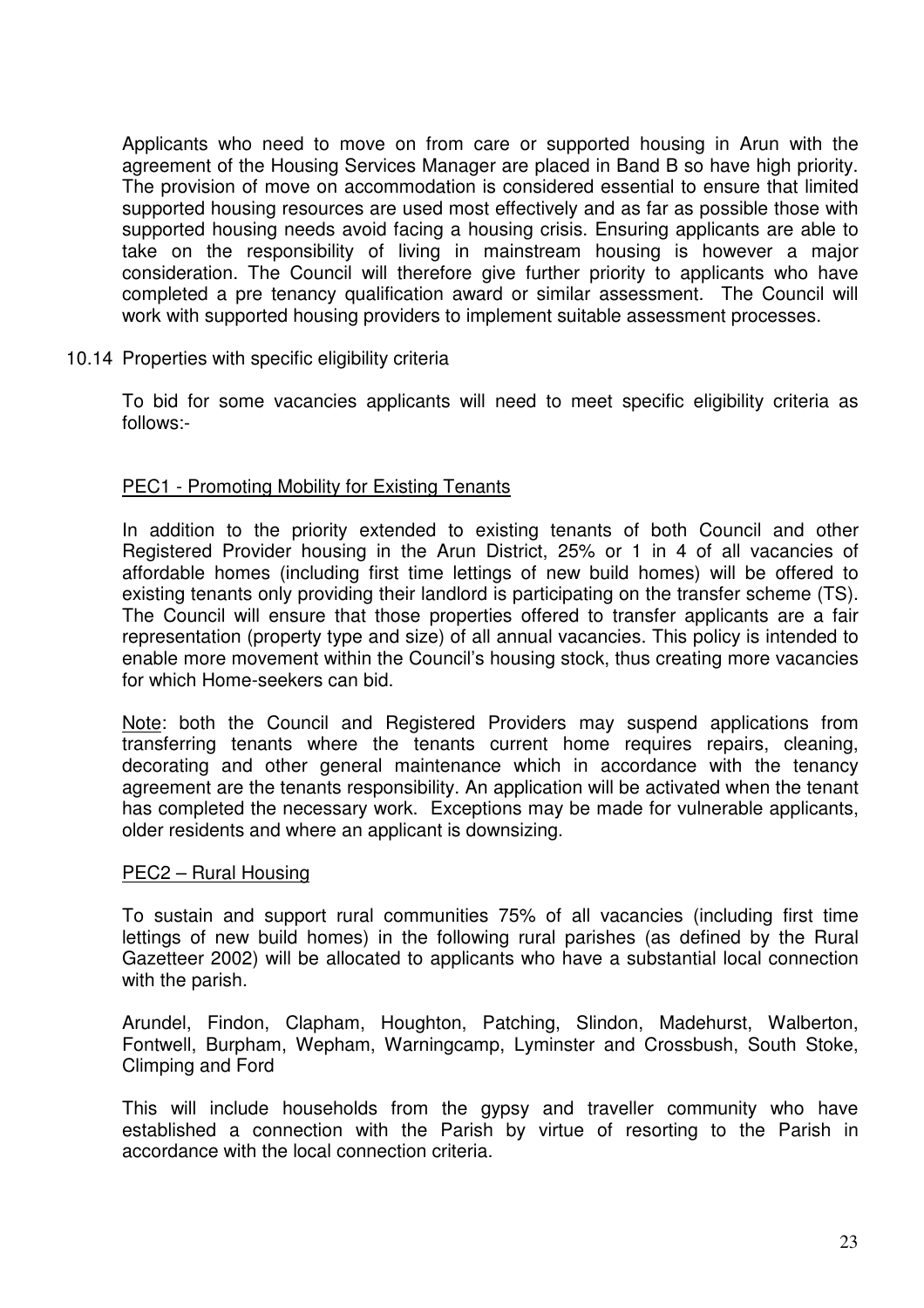Applicants who need to move on from care or supported housing in Arun with the agreement of the Housing Services Manager are placed in Band B so have high priority. The provision of move on accommodation is considered essential to ensure that limited supported housing resources are used most effectively and as far as possible those with supported housing needs avoid facing a housing crisis. Ensuring applicants are able to take on the responsibility of living in mainstream housing is however a major consideration. The Council will therefore give further priority to applicants who have completed a pre tenancy qualification award or similar assessment. The Council will work with supported housing providers to implement suitable assessment processes.

10.14 Properties with specific eligibility criteria

To bid for some vacancies applicants will need to meet specific eligibility criteria as follows:-

<u>PEC1 - Promoting Mobility for Existing Tenants</u>

In addition to the priority extended to existing tenants of both Council and other Registered Provider housing in the Arun District, 25% or 1 in 4 of all vacancies of affordable homes (including first time lettings of new build homes) will be offered to existing tenants only providing their landlord is participating on the transfer scheme (TS). The Council will ensure that those properties offered to transfer applicants are a fair representation (property type and size) of all annual vacancies. This policy is intended to enable more movement within the Council's housing stock, thus creating more vacancies for which Home-seekers can bid.

<u>Note</u>: both the Council and Registered Providers may suspend applications from transferring tenants where the tenants current home requires repairs, cleaning, decorating and other general maintenance which in accordance with the tenancy agreement are the tenants responsibility. An application will be activated when the tenant has completed the necessary work. Exceptions may be made for vulnerable applicants, older residents and where an applicant is downsizing.

<u>PEC2 – Rural Housing</u>

To sustain and support rural communities 75% of all vacancies (including first time lettings of new build homes) in the following rural parishes (as defined by the Rural Gazetteer 2002) will be allocated to applicants who have a substantial local connection with the parish.

Arundel, Findon, Clapham, Houghton, Patching, Slindon, Madehurst, Walberton, Fontwell, Burpham, Wepham, Warningcamp, Lyminster and Crossbush, South Stoke, Climping and Ford

This will include households from the gypsy and traveller community who have established a connection with the Parish by virtue of resorting to the Parish in accordance with the local connection criteria.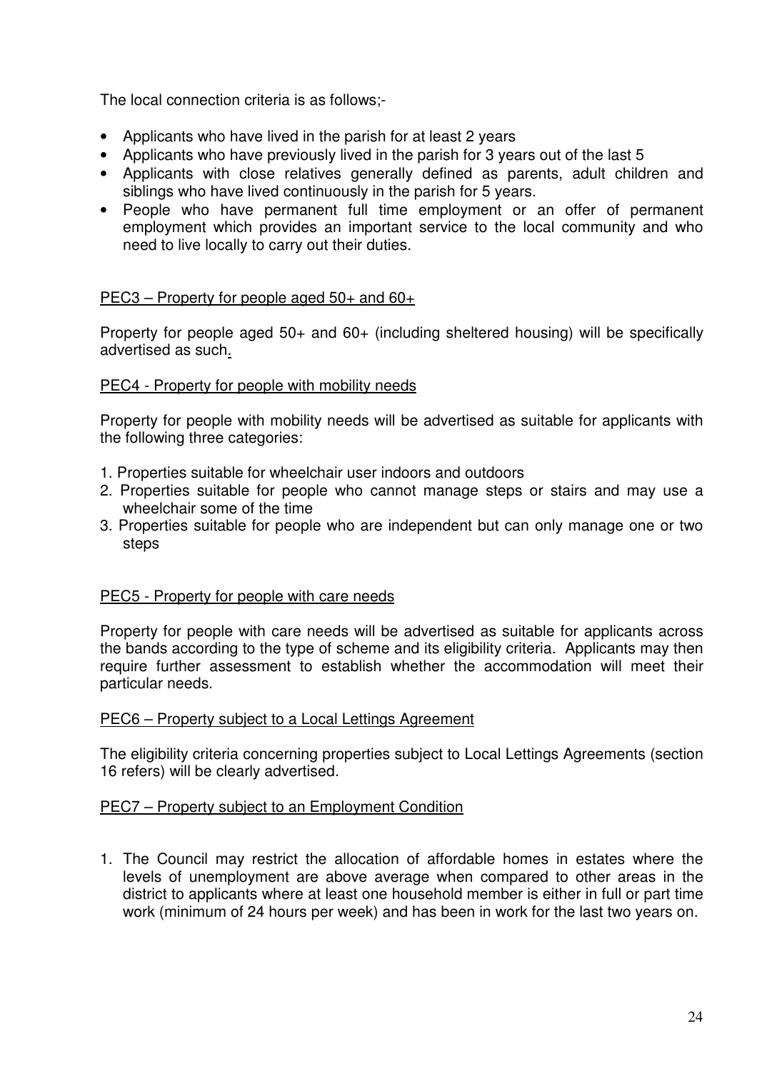The local connection criteria is as follows;-

- Applicants who have lived in the parish for at least 2 years
- Applicants who have previously lived in the parish for 3 years out of the last 5
- Applicants with close relatives generally defined as parents, adult children and siblings who have lived continuously in the parish for 5 years.
- People who have permanent full time employment or an offer of permanent employment which provides an important service to the local community and who need to live locally to carry out their duties.

<u>PEC3 – Property for people aged 50+ and 60+</u>

Property for people aged 50+ and 60+ (including sheltered housing) will be specifically advertised as such.

<u>PEC4 - Property for people with mobility needs</u>

Property for people with mobility needs will be advertised as suitable for applicants with the following three categories:

1. Properties suitable for wheelchair user indoors and outdoors
2. Properties suitable for people who cannot manage steps or stairs and may use a wheelchair some of the time
3. Properties suitable for people who are independent but can only manage one or two steps

<u>PEC5 - Property for people with care needs</u>

Property for people with care needs will be advertised as suitable for applicants across the bands according to the type of scheme and its eligibility criteria. Applicants may then require further assessment to establish whether the accommodation will meet their particular needs.

<u>PEC6 – Property subject to a Local Lettings Agreement</u>

The eligibility criteria concerning properties subject to Local Lettings Agreements (section 16 refers) will be clearly advertised.

<u>PEC7 – Property subject to an Employment Condition</u>

1. The Council may restrict the allocation of affordable homes in estates where the levels of unemployment are above average when compared to other areas in the district to applicants where at least one household member is either in full or part time work (minimum of 24 hours per week) and has been in work for the last two years on.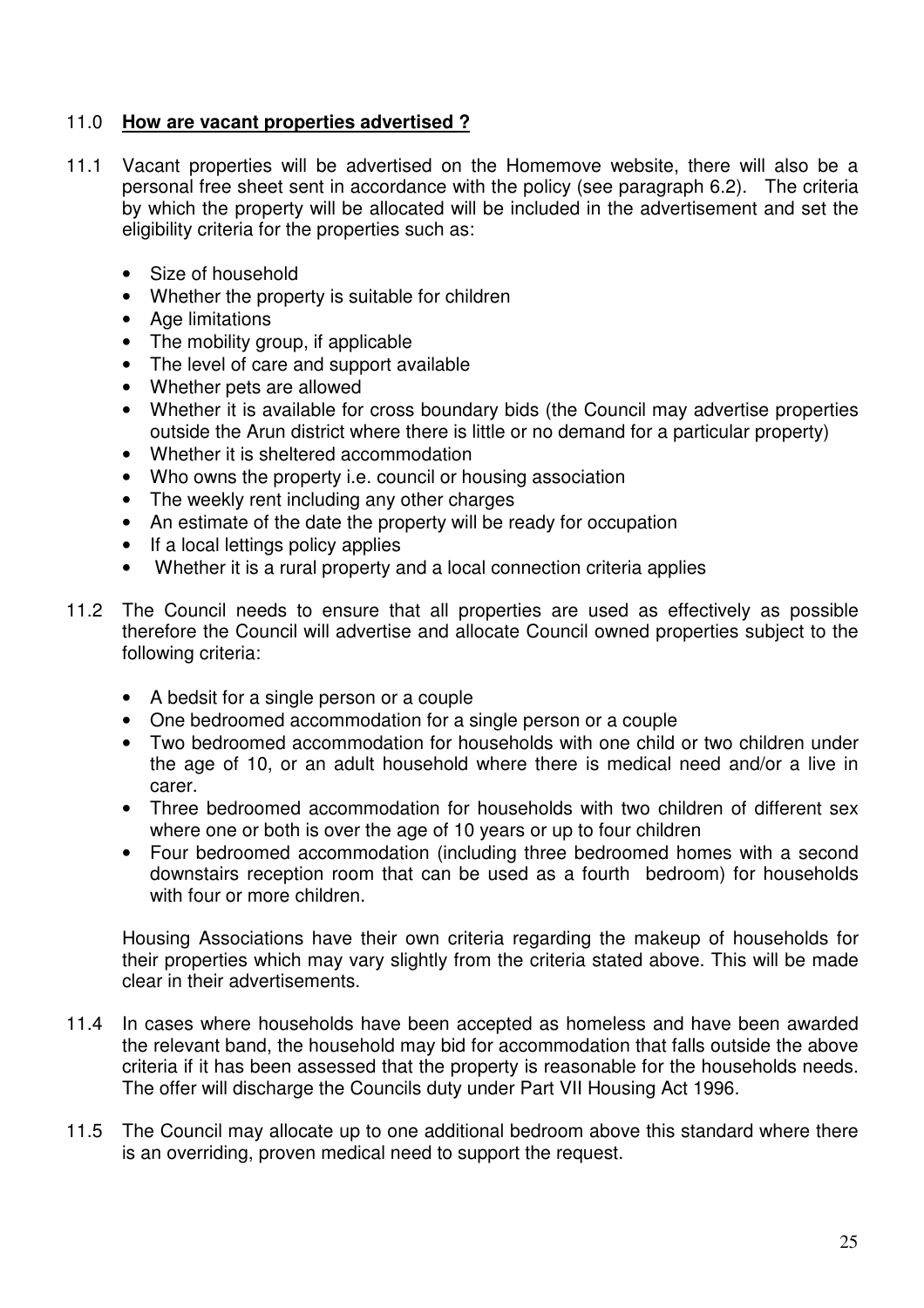## 11.0 **How are vacant properties advertised ?**

11.1 Vacant properties will be advertised on the Homemove website, there will also be a personal free sheet sent in accordance with the policy (see paragraph 6.2). The criteria by which the property will be allocated will be included in the advertisement and set the eligibility criteria for the properties such as:

- Size of household
- Whether the property is suitable for children
- Age limitations
- The mobility group, if applicable
- The level of care and support available
- Whether pets are allowed
- Whether it is available for cross boundary bids (the Council may advertise properties outside the Arun district where there is little or no demand for a particular property)
- Whether it is sheltered accommodation
- Who owns the property i.e. council or housing association
- The weekly rent including any other charges
- An estimate of the date the property will be ready for occupation
- If a local lettings policy applies
- Whether it is a rural property and a local connection criteria applies

11.2 The Council needs to ensure that all properties are used as effectively as possible therefore the Council will advertise and allocate Council owned properties subject to the following criteria:

- A bedsit for a single person or a couple
- One bedroomed accommodation for a single person or a couple
- Two bedroomed accommodation for households with one child or two children under the age of 10, or an adult household where there is medical need and/or a live in carer.
- Three bedroomed accommodation for households with two children of different sex where one or both is over the age of 10 years or up to four children
- Four bedroomed accommodation (including three bedroomed homes with a second downstairs reception room that can be used as a fourth bedroom) for households with four or more children.

Housing Associations have their own criteria regarding the makeup of households for their properties which may vary slightly from the criteria stated above. This will be made clear in their advertisements.

11.4 In cases where households have been accepted as homeless and have been awarded the relevant band, the household may bid for accommodation that falls outside the above criteria if it has been assessed that the property is reasonable for the households needs. The offer will discharge the Councils duty under Part VII Housing Act 1996.

11.5 The Council may allocate up to one additional bedroom above this standard where there is an overriding, proven medical need to support the request.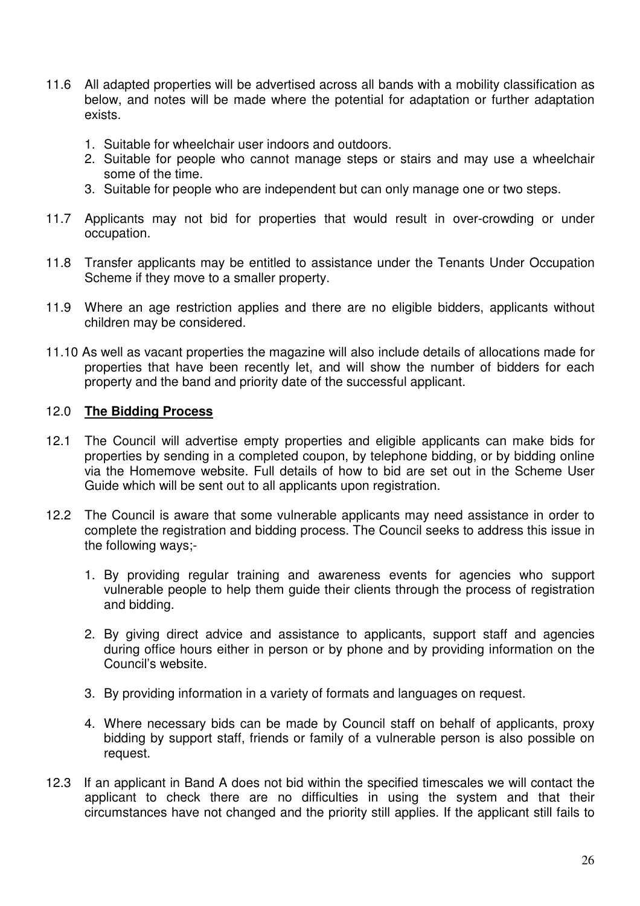11.6 All adapted properties will be advertised across all bands with a mobility classification as below, and notes will be made where the potential for adaptation or further adaptation exists.

1. Suitable for wheelchair user indoors and outdoors.
2. Suitable for people who cannot manage steps or stairs and may use a wheelchair some of the time.
3. Suitable for people who are independent but can only manage one or two steps.

11.7 Applicants may not bid for properties that would result in over-crowding or under occupation.

11.8 Transfer applicants may be entitled to assistance under the Tenants Under Occupation Scheme if they move to a smaller property.

11.9 Where an age restriction applies and there are no eligible bidders, applicants without children may be considered.

11.10 As well as vacant properties the magazine will also include details of allocations made for properties that have been recently let, and will show the number of bidders for each property and the band and priority date of the successful applicant.

## 12.0 **The Bidding Process**

12.1 The Council will advertise empty properties and eligible applicants can make bids for properties by sending in a completed coupon, by telephone bidding, or by bidding online via the Homemove website. Full details of how to bid are set out in the Scheme User Guide which will be sent out to all applicants upon registration.

12.2 The Council is aware that some vulnerable applicants may need assistance in order to complete the registration and bidding process. The Council seeks to address this issue in the following ways;-

1. By providing regular training and awareness events for agencies who support vulnerable people to help them guide their clients through the process of registration and bidding.

2. By giving direct advice and assistance to applicants, support staff and agencies during office hours either in person or by phone and by providing information on the Council's website.

3. By providing information in a variety of formats and languages on request.

4. Where necessary bids can be made by Council staff on behalf of applicants, proxy bidding by support staff, friends or family of a vulnerable person is also possible on request.

12.3 If an applicant in Band A does not bid within the specified timescales we will contact the applicant to check there are no difficulties in using the system and that their circumstances have not changed and the priority still applies. If the applicant still fails to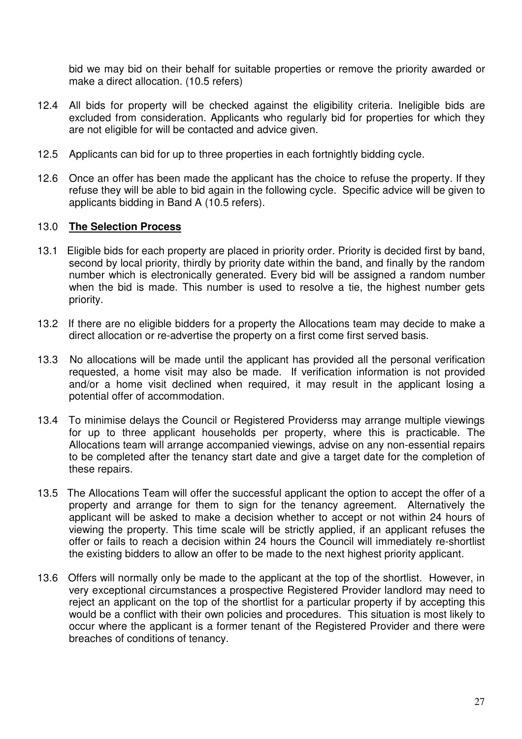bid we may bid on their behalf for suitable properties or remove the priority awarded or make a direct allocation. (10.5 refers)

12.4 All bids for property will be checked against the eligibility criteria. Ineligible bids are excluded from consideration. Applicants who regularly bid for properties for which they are not eligible for will be contacted and advice given.

12.5 Applicants can bid for up to three properties in each fortnightly bidding cycle.

12.6 Once an offer has been made the applicant has the choice to refuse the property. If they refuse they will be able to bid again in the following cycle. Specific advice will be given to applicants bidding in Band A (10.5 refers).

## 13.0 **The Selection Process**

13.1 Eligible bids for each property are placed in priority order. Priority is decided first by band, second by local priority, thirdly by priority date within the band, and finally by the random number which is electronically generated. Every bid will be assigned a random number when the bid is made. This number is used to resolve a tie, the highest number gets priority.

13.2 If there are no eligible bidders for a property the Allocations team may decide to make a direct allocation or re-advertise the property on a first come first served basis.

13.3 No allocations will be made until the applicant has provided all the personal verification requested, a home visit may also be made. If verification information is not provided and/or a home visit declined when required, it may result in the applicant losing a potential offer of accommodation.

13.4 To minimise delays the Council or Registered Providerss may arrange multiple viewings for up to three applicant households per property, where this is practicable. The Allocations team will arrange accompanied viewings, advise on any non-essential repairs to be completed after the tenancy start date and give a target date for the completion of these repairs.

13.5 The Allocations Team will offer the successful applicant the option to accept the offer of a property and arrange for them to sign for the tenancy agreement. Alternatively the applicant will be asked to make a decision whether to accept or not within 24 hours of viewing the property. This time scale will be strictly applied, if an applicant refuses the offer or fails to reach a decision within 24 hours the Council will immediately re-shortlist the existing bidders to allow an offer to be made to the next highest priority applicant.

13.6 Offers will normally only be made to the applicant at the top of the shortlist. However, in very exceptional circumstances a prospective Registered Provider landlord may need to reject an applicant on the top of the shortlist for a particular property if by accepting this would be a conflict with their own policies and procedures. This situation is most likely to occur where the applicant is a former tenant of the Registered Provider and there were breaches of conditions of tenancy.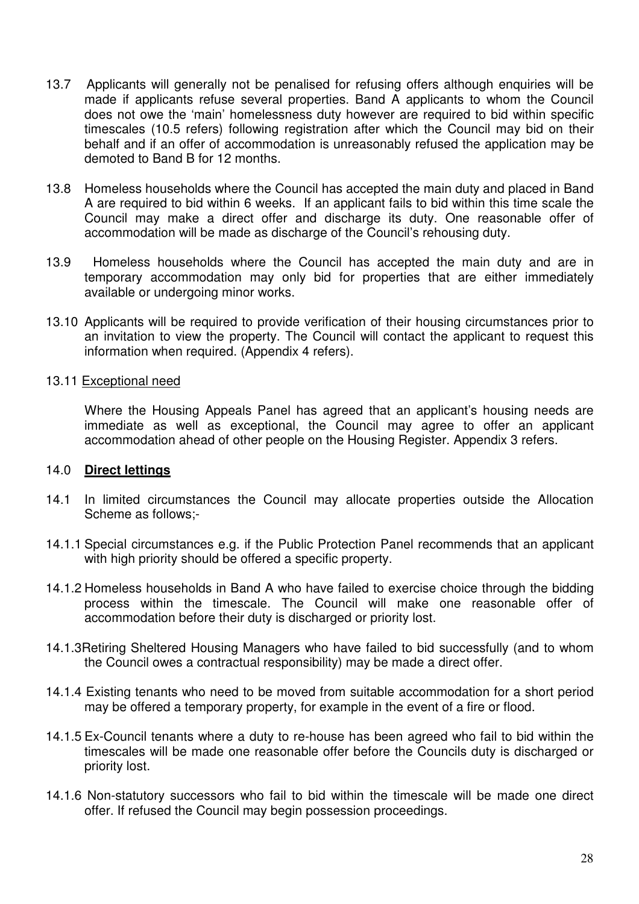13.7 Applicants will generally not be penalised for refusing offers although enquiries will be made if applicants refuse several properties. Band A applicants to whom the Council does not owe the 'main' homelessness duty however are required to bid within specific timescales (10.5 refers) following registration after which the Council may bid on their behalf and if an offer of accommodation is unreasonably refused the application may be demoted to Band B for 12 months.

13.8 Homeless households where the Council has accepted the main duty and placed in Band A are required to bid within 6 weeks. If an applicant fails to bid within this time scale the Council may make a direct offer and discharge its duty. One reasonable offer of accommodation will be made as discharge of the Council's rehousing duty.

13.9 Homeless households where the Council has accepted the main duty and are in temporary accommodation may only bid for properties that are either immediately available or undergoing minor works.

13.10 Applicants will be required to provide verification of their housing circumstances prior to an invitation to view the property. The Council will contact the applicant to request this information when required. (Appendix 4 refers).

13.11 Exceptional need

Where the Housing Appeals Panel has agreed that an applicant's housing needs are immediate as well as exceptional, the Council may agree to offer an applicant accommodation ahead of other people on the Housing Register. Appendix 3 refers.

## 14.0 **Direct lettings**

14.1 In limited circumstances the Council may allocate properties outside the Allocation Scheme as follows;-

14.1.1 Special circumstances e.g. if the Public Protection Panel recommends that an applicant with high priority should be offered a specific property.

14.1.2 Homeless households in Band A who have failed to exercise choice through the bidding process within the timescale. The Council will make one reasonable offer of accommodation before their duty is discharged or priority lost.

14.1.3 Retiring Sheltered Housing Managers who have failed to bid successfully (and to whom the Council owes a contractual responsibility) may be made a direct offer.

14.1.4 Existing tenants who need to be moved from suitable accommodation for a short period may be offered a temporary property, for example in the event of a fire or flood.

14.1.5 Ex-Council tenants where a duty to re-house has been agreed who fail to bid within the timescales will be made one reasonable offer before the Councils duty is discharged or priority lost.

14.1.6 Non-statutory successors who fail to bid within the timescale will be made one direct offer. If refused the Council may begin possession proceedings.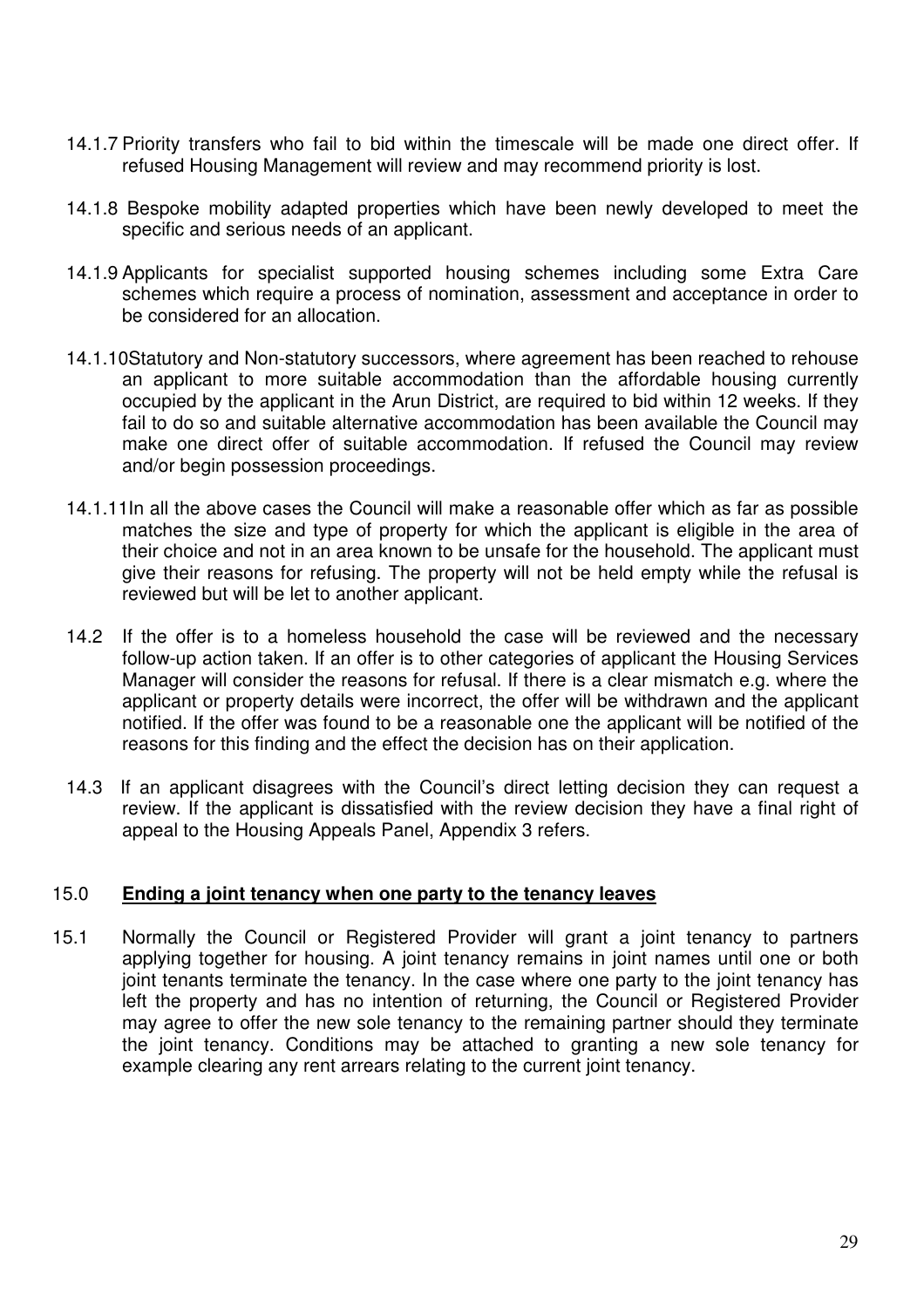14.1.7 Priority transfers who fail to bid within the timescale will be made one direct offer. If refused Housing Management will review and may recommend priority is lost.

14.1.8 Bespoke mobility adapted properties which have been newly developed to meet the specific and serious needs of an applicant.

14.1.9 Applicants for specialist supported housing schemes including some Extra Care schemes which require a process of nomination, assessment and acceptance in order to be considered for an allocation.

14.1.10 Statutory and Non-statutory successors, where agreement has been reached to rehouse an applicant to more suitable accommodation than the affordable housing currently occupied by the applicant in the Arun District, are required to bid within 12 weeks. If they fail to do so and suitable alternative accommodation has been available the Council may make one direct offer of suitable accommodation. If refused the Council may review and/or begin possession proceedings.

14.1.11 In all the above cases the Council will make a reasonable offer which as far as possible matches the size and type of property for which the applicant is eligible in the area of their choice and not in an area known to be unsafe for the household. The applicant must give their reasons for refusing. The property will not be held empty while the refusal is reviewed but will be let to another applicant.

14.2 If the offer is to a homeless household the case will be reviewed and the necessary follow-up action taken. If an offer is to other categories of applicant the Housing Services Manager will consider the reasons for refusal. If there is a clear mismatch e.g. where the applicant or property details were incorrect, the offer will be withdrawn and the applicant notified. If the offer was found to be a reasonable one the applicant will be notified of the reasons for this finding and the effect the decision has on their application.

14.3 If an applicant disagrees with the Council's direct letting decision they can request a review. If the applicant is dissatisfied with the review decision they have a final right of appeal to the Housing Appeals Panel, Appendix 3 refers.

## 15.0 **Ending a joint tenancy when one party to the tenancy leaves**

15.1 Normally the Council or Registered Provider will grant a joint tenancy to partners applying together for housing. A joint tenancy remains in joint names until one or both joint tenants terminate the tenancy. In the case where one party to the joint tenancy has left the property and has no intention of returning, the Council or Registered Provider may agree to offer the new sole tenancy to the remaining partner should they terminate the joint tenancy. Conditions may be attached to granting a new sole tenancy for example clearing any rent arrears relating to the current joint tenancy.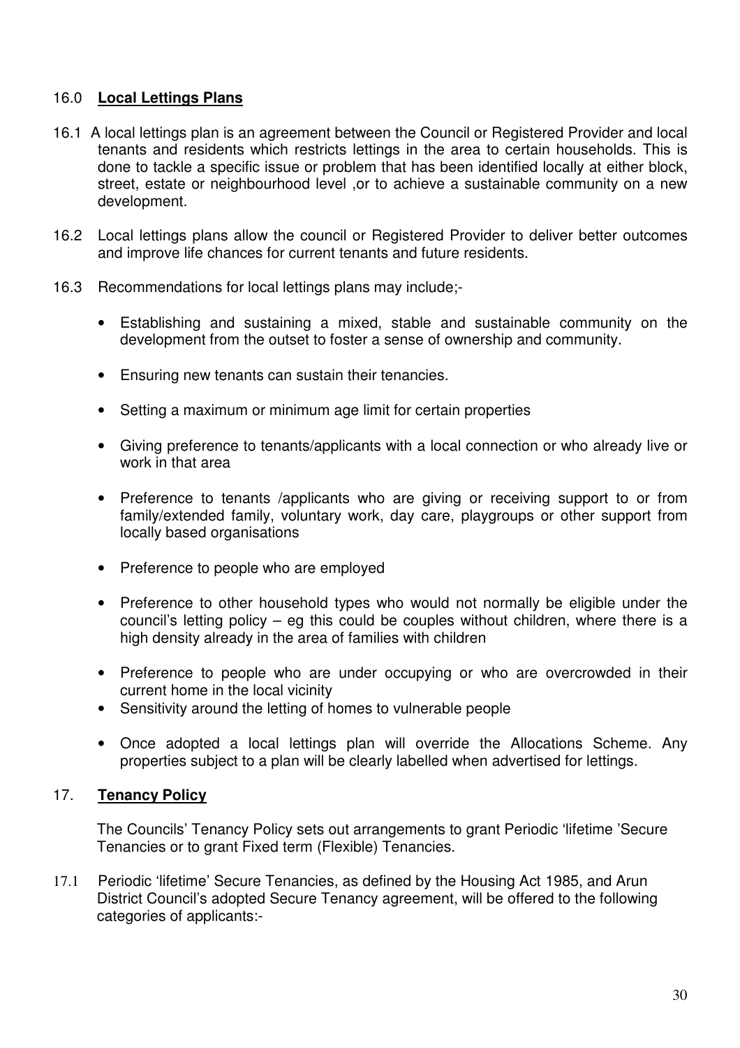## 16.0 **Local Lettings Plans**

16.1 A local lettings plan is an agreement between the Council or Registered Provider and local tenants and residents which restricts lettings in the area to certain households. This is done to tackle a specific issue or problem that has been identified locally at either block, street, estate or neighbourhood level ,or to achieve a sustainable community on a new development.

16.2 Local lettings plans allow the council or Registered Provider to deliver better outcomes and improve life chances for current tenants and future residents.

16.3 Recommendations for local lettings plans may include;-

- Establishing and sustaining a mixed, stable and sustainable community on the development from the outset to foster a sense of ownership and community.
- Ensuring new tenants can sustain their tenancies.
- Setting a maximum or minimum age limit for certain properties
- Giving preference to tenants/applicants with a local connection or who already live or work in that area
- Preference to tenants /applicants who are giving or receiving support to or from family/extended family, voluntary work, day care, playgroups or other support from locally based organisations
- Preference to people who are employed
- Preference to other household types who would not normally be eligible under the council's letting policy – eg this could be couples without children, where there is a high density already in the area of families with children
- Preference to people who are under occupying or who are overcrowded in their current home in the local vicinity
- Sensitivity around the letting of homes to vulnerable people
- Once adopted a local lettings plan will override the Allocations Scheme. Any properties subject to a plan will be clearly labelled when advertised for lettings.

## 17. **Tenancy Policy**

The Councils' Tenancy Policy sets out arrangements to grant Periodic 'lifetime 'Secure Tenancies or to grant Fixed term (Flexible) Tenancies.

17.1 Periodic 'lifetime' Secure Tenancies, as defined by the Housing Act 1985, and Arun District Council's adopted Secure Tenancy agreement, will be offered to the following categories of applicants:-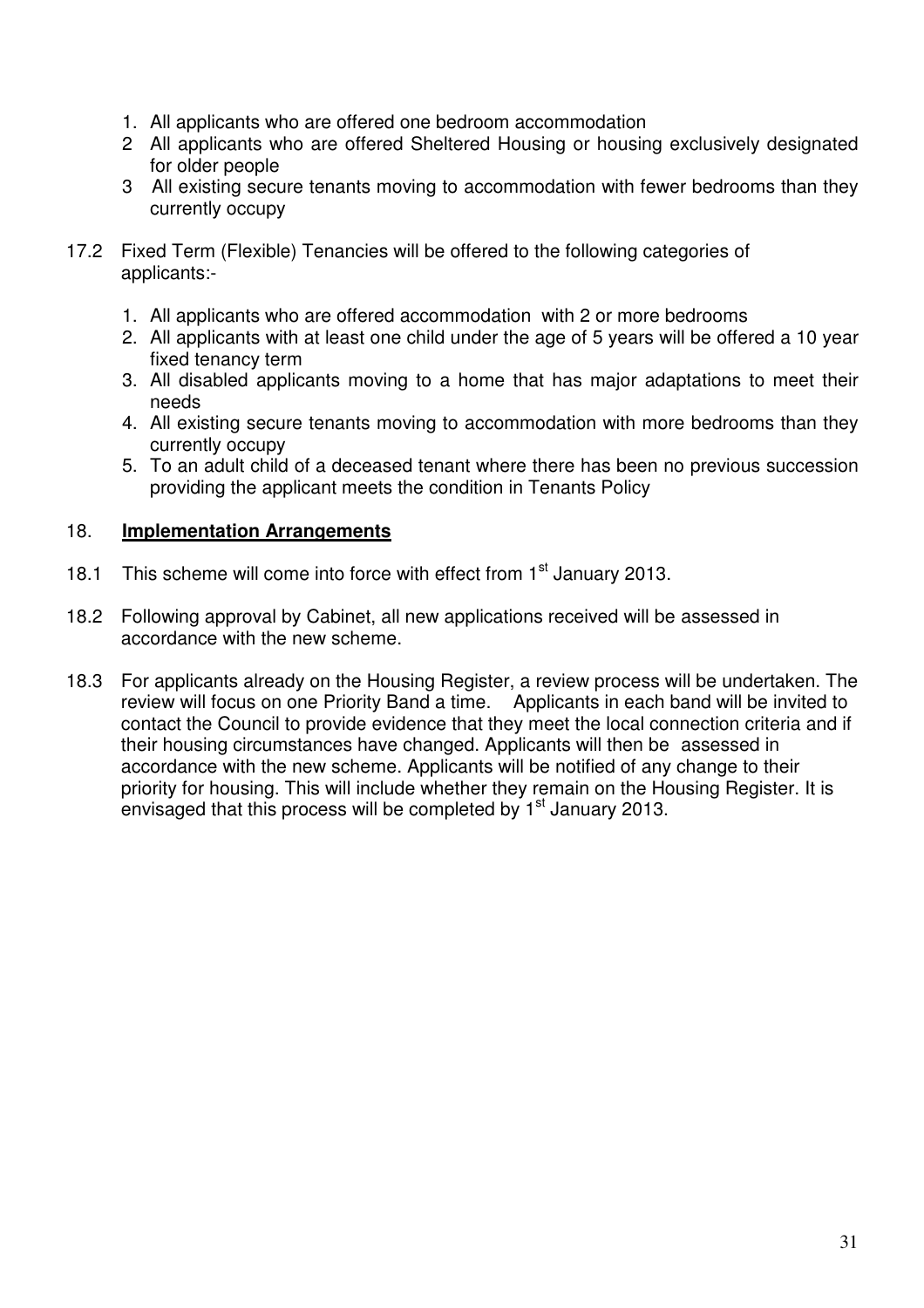1. All applicants who are offered one bedroom accommodation
2. All applicants who are offered Sheltered Housing or housing exclusively designated for older people
3. All existing secure tenants moving to accommodation with fewer bedrooms than they currently occupy

17.2 Fixed Term (Flexible) Tenancies will be offered to the following categories of applicants:-

1. All applicants who are offered accommodation with 2 or more bedrooms
2. All applicants with at least one child under the age of 5 years will be offered a 10 year fixed tenancy term
3. All disabled applicants moving to a home that has major adaptations to meet their needs
4. All existing secure tenants moving to accommodation with more bedrooms than they currently occupy
5. To an adult child of a deceased tenant where there has been no previous succession providing the applicant meets the condition in Tenants Policy

## 18. **Implementation Arrangements**

18.1 This scheme will come into force with effect from 1st January 2013.

18.2 Following approval by Cabinet, all new applications received will be assessed in accordance with the new scheme.

18.3 For applicants already on the Housing Register, a review process will be undertaken. The review will focus on one Priority Band a time. Applicants in each band will be invited to contact the Council to provide evidence that they meet the local connection criteria and if their housing circumstances have changed. Applicants will then be assessed in accordance with the new scheme. Applicants will be notified of any change to their priority for housing. This will include whether they remain on the Housing Register. It is envisaged that this process will be completed by 1st January 2013.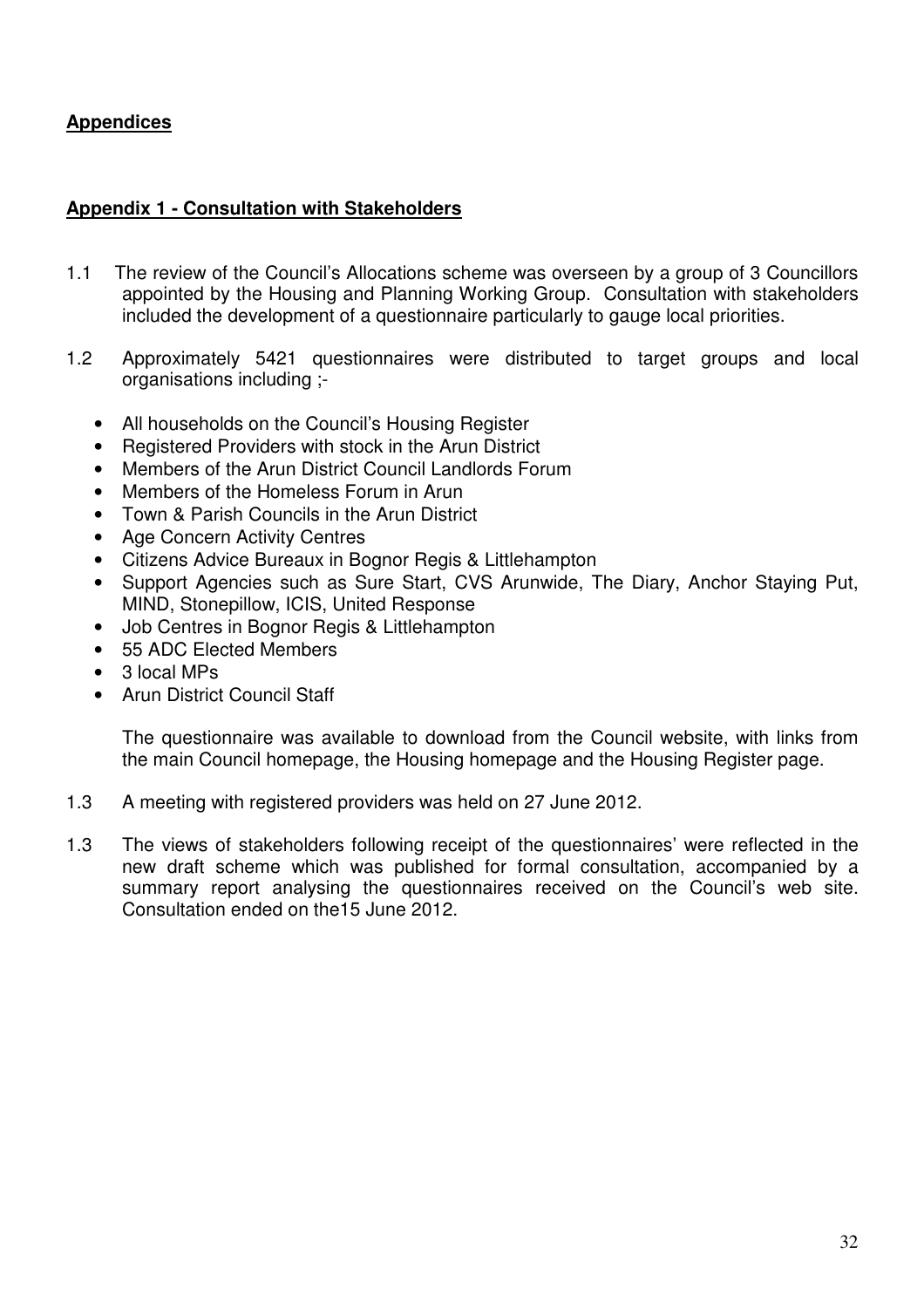**Appendices**

**Appendix 1 - Consultation with Stakeholders**

1.1 The review of the Council's Allocations scheme was overseen by a group of 3 Councillors appointed by the Housing and Planning Working Group. Consultation with stakeholders included the development of a questionnaire particularly to gauge local priorities.

1.2 Approximately 5421 questionnaires were distributed to target groups and local organisations including ;-

- All households on the Council's Housing Register
- Registered Providers with stock in the Arun District
- Members of the Arun District Council Landlords Forum
- Members of the Homeless Forum in Arun
- Town & Parish Councils in the Arun District
- Age Concern Activity Centres
- Citizens Advice Bureaux in Bognor Regis & Littlehampton
- Support Agencies such as Sure Start, CVS Arunwide, The Diary, Anchor Staying Put, MIND, Stonepillow, ICIS, United Response
- Job Centres in Bognor Regis & Littlehampton
- 55 ADC Elected Members
- 3 local MPs
- Arun District Council Staff

The questionnaire was available to download from the Council website, with links from the main Council homepage, the Housing homepage and the Housing Register page.

1.3 A meeting with registered providers was held on 27 June 2012.

1.3 The views of stakeholders following receipt of the questionnaires' were reflected in the new draft scheme which was published for formal consultation, accompanied by a summary report analysing the questionnaires received on the Council's web site. Consultation ended on the15 June 2012.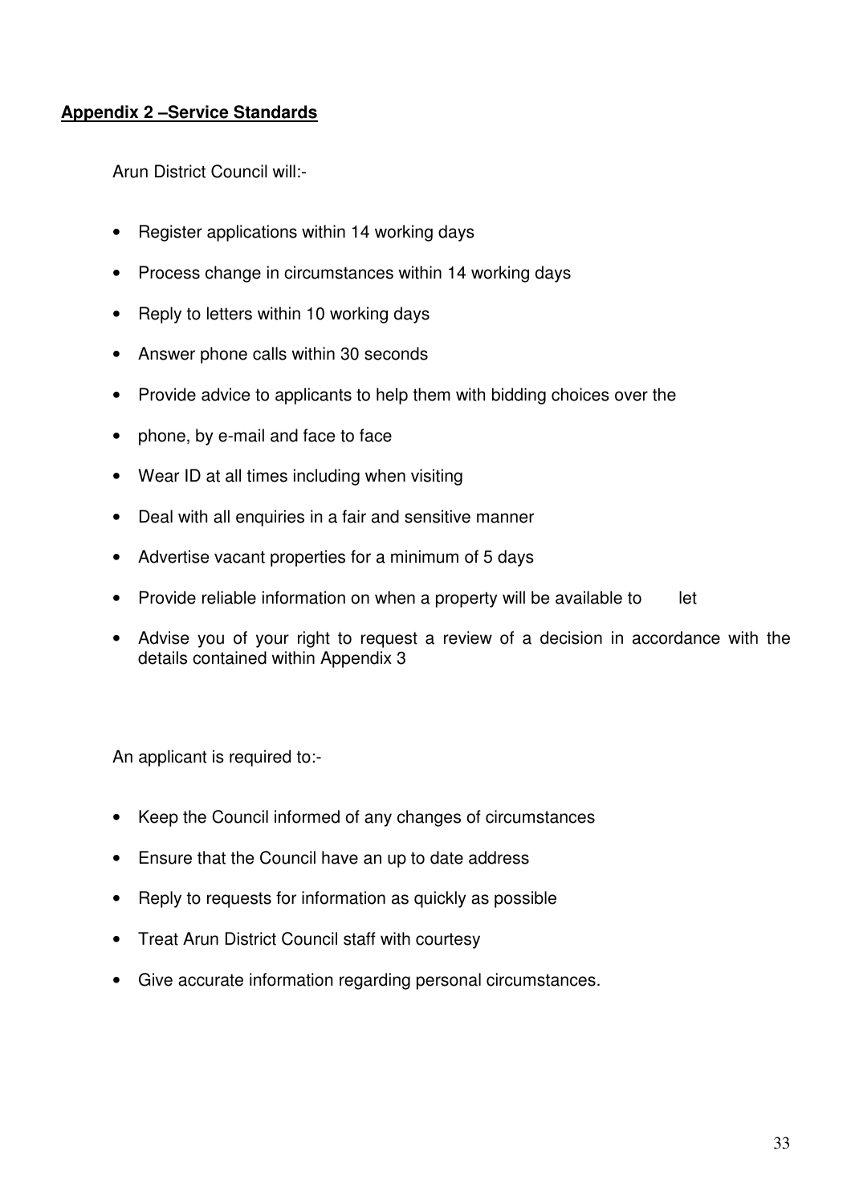## **Appendix 2 –Service Standards**

Arun District Council will:-

- Register applications within 14 working days
- Process change in circumstances within 14 working days
- Reply to letters within 10 working days
- Answer phone calls within 30 seconds
- Provide advice to applicants to help them with bidding choices over the
- phone, by e-mail and face to face
- Wear ID at all times including when visiting
- Deal with all enquiries in a fair and sensitive manner
- Advertise vacant properties for a minimum of 5 days
- Provide reliable information on when a property will be available to let
- Advise you of your right to request a review of a decision in accordance with the details contained within Appendix 3

An applicant is required to:-

- Keep the Council informed of any changes of circumstances
- Ensure that the Council have an up to date address
- Reply to requests for information as quickly as possible
- Treat Arun District Council staff with courtesy
- Give accurate information regarding personal circumstances.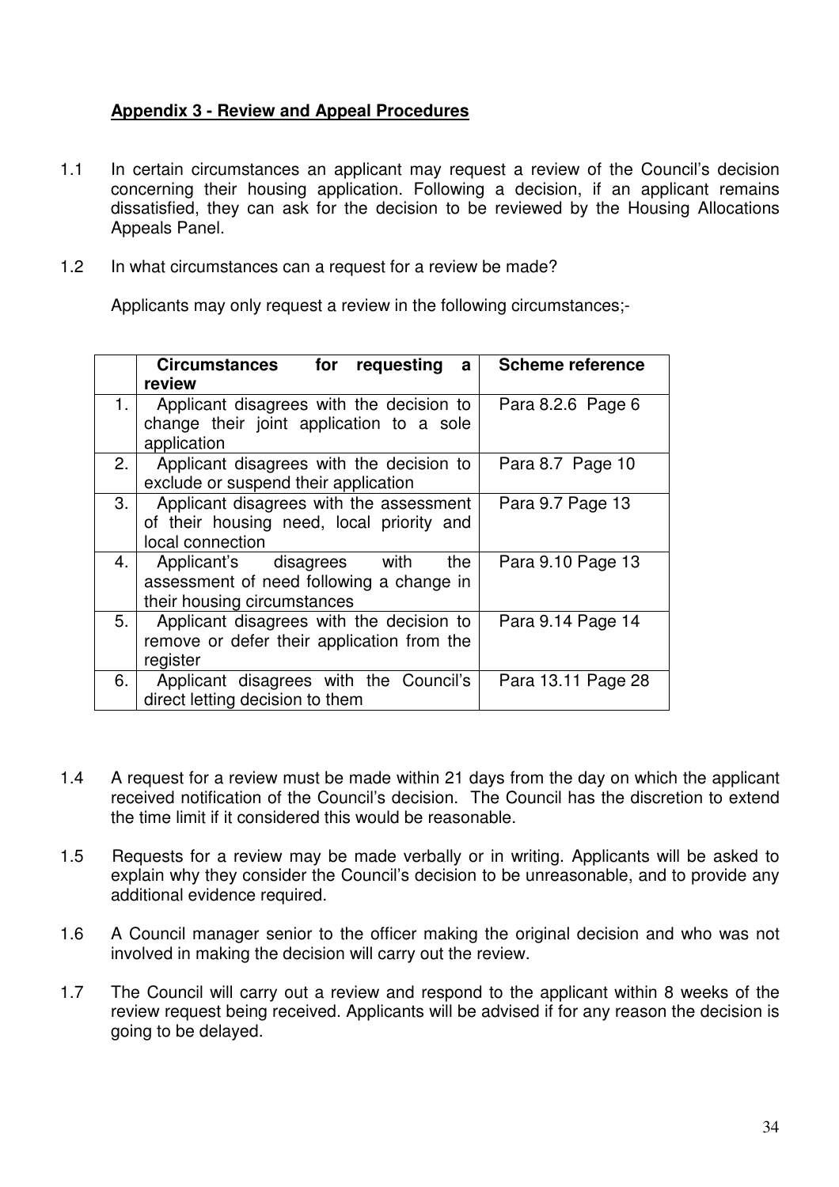## Appendix 3 - Review and Appeal Procedures

1.1 In certain circumstances an applicant may request a review of the Council's decision concerning their housing application. Following a decision, if an applicant remains dissatisfied, they can ask for the decision to be reviewed by the Housing Allocations Appeals Panel.

1.2 In what circumstances can a request for a review be made?

Applicants may only request a review in the following circumstances;-

| | Circumstances for requesting a review | Scheme reference |
|---|---|---|
| 1. | Applicant disagrees with the decision to change their joint application to a sole application | Para 8.2.6 Page 6 |
| 2. | Applicant disagrees with the decision to exclude or suspend their application | Para 8.7 Page 10 |
| 3. | Applicant disagrees with the assessment of their housing need, local priority and local connection | Para 9.7 Page 13 |
| 4. | Applicant's disagrees with the assessment of need following a change in their housing circumstances | Para 9.10 Page 13 |
| 5. | Applicant disagrees with the decision to remove or defer their application from the register | Para 9.14 Page 14 |
| 6. | Applicant disagrees with the Council's direct letting decision to them | Para 13.11 Page 28 |

1.4 A request for a review must be made within 21 days from the day on which the applicant received notification of the Council's decision. The Council has the discretion to extend the time limit if it considered this would be reasonable.

1.5 Requests for a review may be made verbally or in writing. Applicants will be asked to explain why they consider the Council's decision to be unreasonable, and to provide any additional evidence required.

1.6 A Council manager senior to the officer making the original decision and who was not involved in making the decision will carry out the review.

1.7 The Council will carry out a review and respond to the applicant within 8 weeks of the review request being received. Applicants will be advised if for any reason the decision is going to be delayed.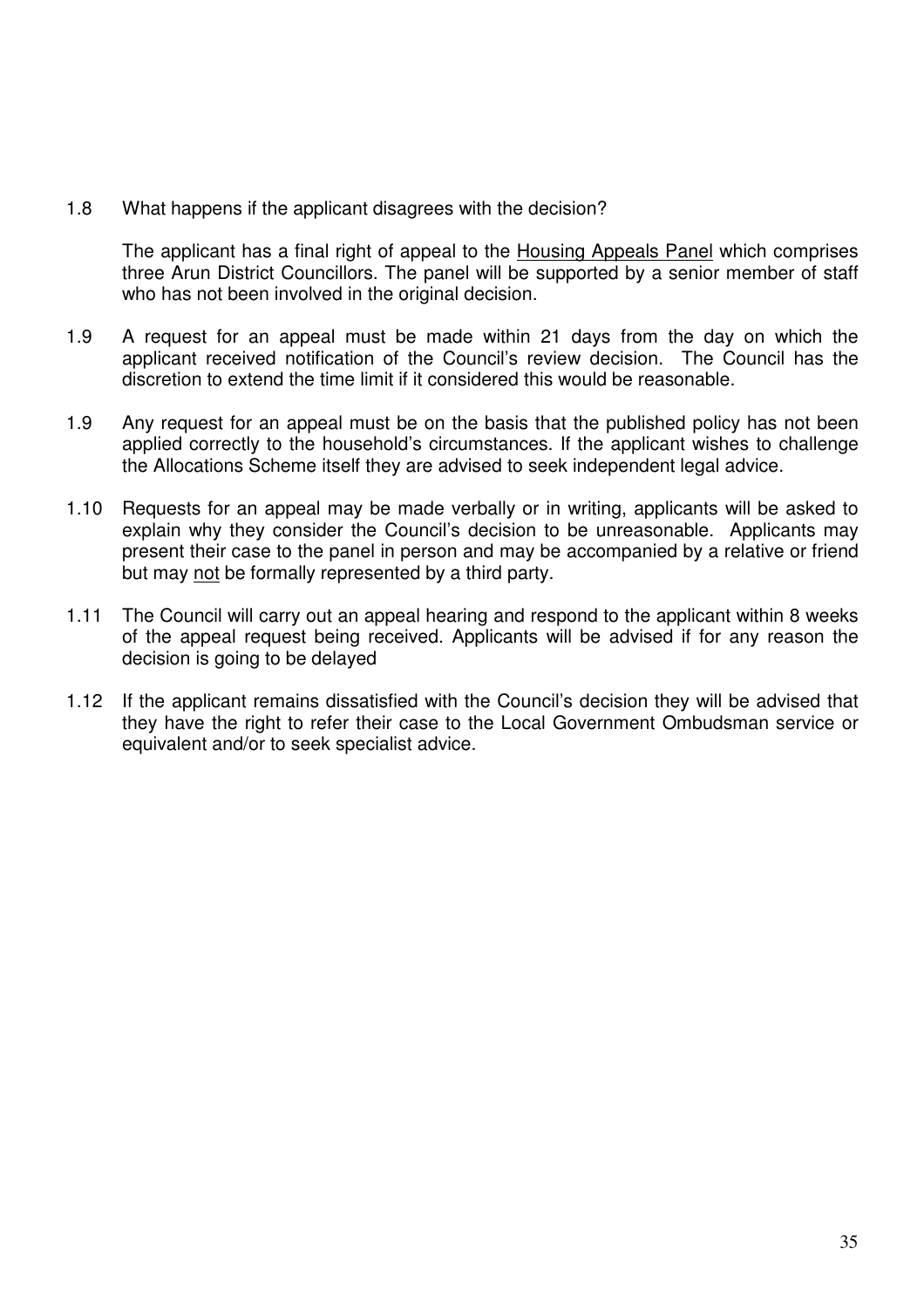1.8 What happens if the applicant disagrees with the decision?

The applicant has a final right of appeal to the <u>Housing Appeals Panel</u> which comprises three Arun District Councillors. The panel will be supported by a senior member of staff who has not been involved in the original decision.

1.9 A request for an appeal must be made within 21 days from the day on which the applicant received notification of the Council's review decision. The Council has the discretion to extend the time limit if it considered this would be reasonable.

1.9 Any request for an appeal must be on the basis that the published policy has not been applied correctly to the household's circumstances. If the applicant wishes to challenge the Allocations Scheme itself they are advised to seek independent legal advice.

1.10 Requests for an appeal may be made verbally or in writing, applicants will be asked to explain why they consider the Council's decision to be unreasonable. Applicants may present their case to the panel in person and may be accompanied by a relative or friend but may <u>not</u> be formally represented by a third party.

1.11 The Council will carry out an appeal hearing and respond to the applicant within 8 weeks of the appeal request being received. Applicants will be advised if for any reason the decision is going to be delayed

1.12 If the applicant remains dissatisfied with the Council's decision they will be advised that they have the right to refer their case to the Local Government Ombudsman service or equivalent and/or to seek specialist advice.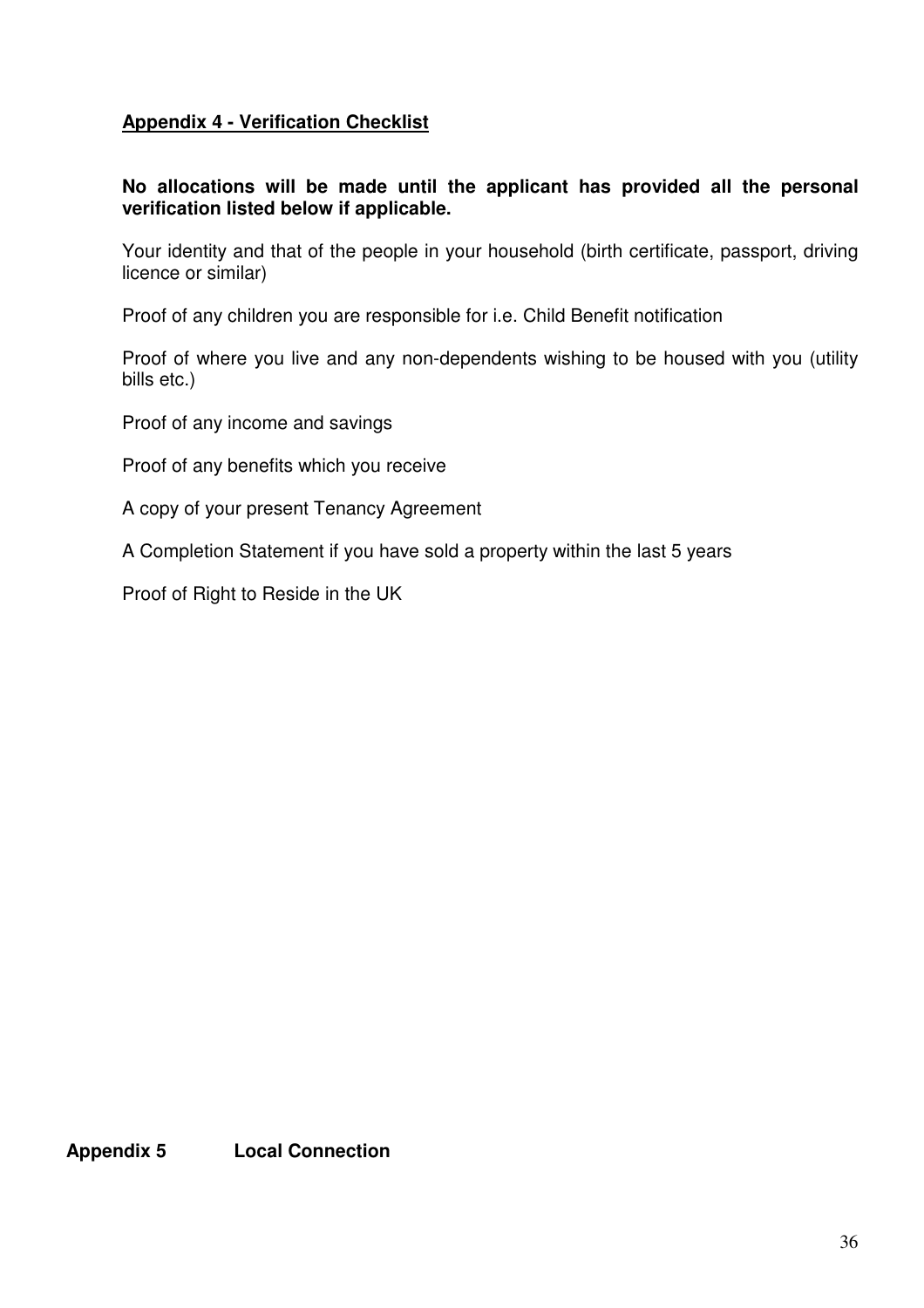## Appendix 4 - Verification Checklist

**No allocations will be made until the applicant has provided all the personal verification listed below if applicable.**

Your identity and that of the people in your household (birth certificate, passport, driving licence or similar)

Proof of any children you are responsible for i.e. Child Benefit notification

Proof of where you live and any non-dependents wishing to be housed with you (utility bills etc.)

Proof of any income and savings

Proof of any benefits which you receive

A copy of your present Tenancy Agreement

A Completion Statement if you have sold a property within the last 5 years

Proof of Right to Reside in the UK

## Appendix 5 Local Connection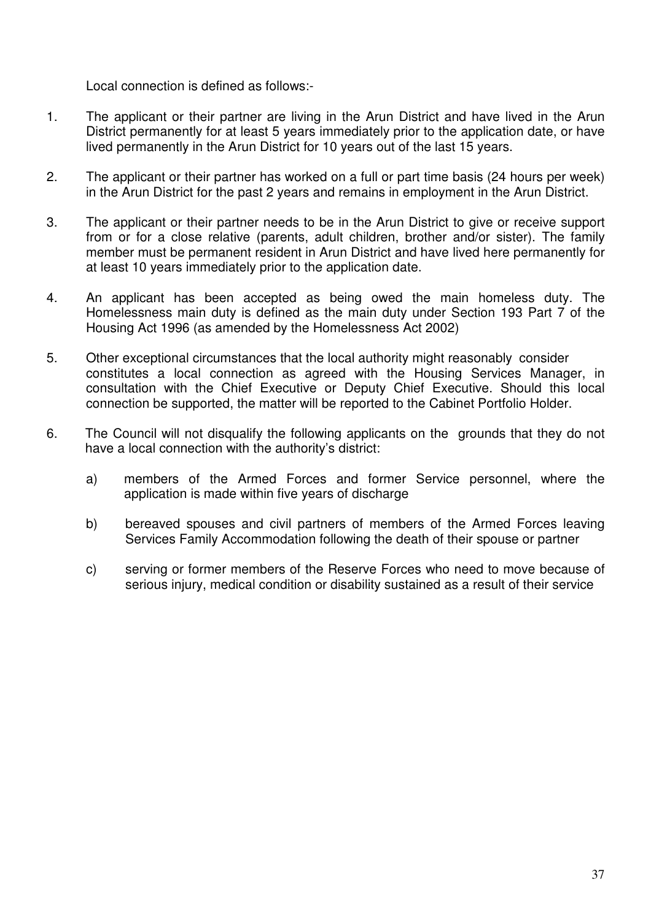Local connection is defined as follows:-

1. The applicant or their partner are living in the Arun District and have lived in the Arun District permanently for at least 5 years immediately prior to the application date, or have lived permanently in the Arun District for 10 years out of the last 15 years.

2. The applicant or their partner has worked on a full or part time basis (24 hours per week) in the Arun District for the past 2 years and remains in employment in the Arun District.

3. The applicant or their partner needs to be in the Arun District to give or receive support from or for a close relative (parents, adult children, brother and/or sister). The family member must be permanent resident in Arun District and have lived here permanently for at least 10 years immediately prior to the application date.

4. An applicant has been accepted as being owed the main homeless duty. The Homelessness main duty is defined as the main duty under Section 193 Part 7 of the Housing Act 1996 (as amended by the Homelessness Act 2002)

5. Other exceptional circumstances that the local authority might reasonably consider constitutes a local connection as agreed with the Housing Services Manager, in consultation with the Chief Executive or Deputy Chief Executive. Should this local connection be supported, the matter will be reported to the Cabinet Portfolio Holder.

6. The Council will not disqualify the following applicants on the grounds that they do not have a local connection with the authority's district:

   a) members of the Armed Forces and former Service personnel, where the application is made within five years of discharge

   b) bereaved spouses and civil partners of members of the Armed Forces leaving Services Family Accommodation following the death of their spouse or partner

   c) serving or former members of the Reserve Forces who need to move because of serious injury, medical condition or disability sustained as a result of their service